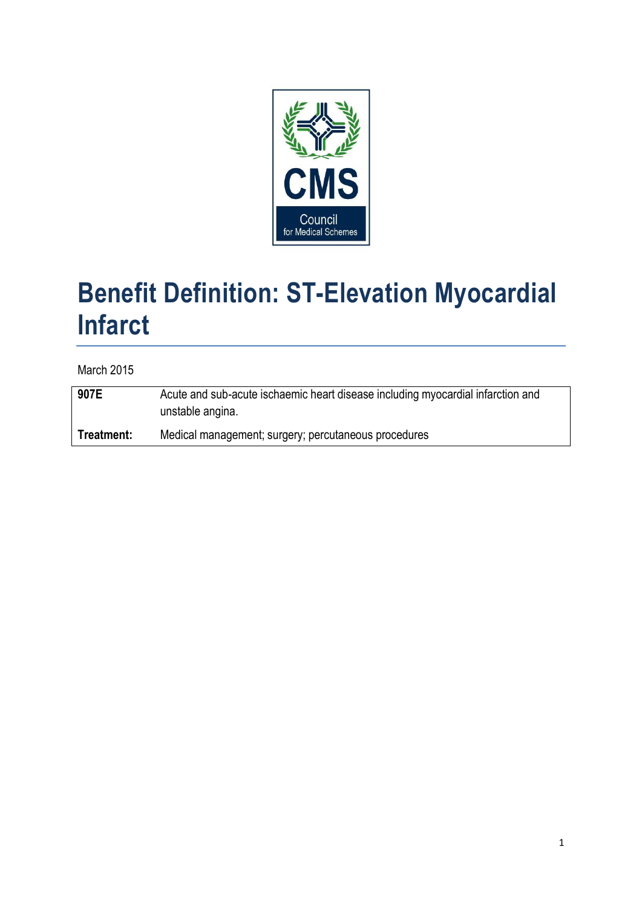CMS

Council for Medical Schemes

# Benefit Definition: ST-Elevation Myocardial Infarct

March 2015

| 907E | Acute and sub-acute ischaemic heart disease including myocardial infarction and unstable angina. |
|---|---|
| **Treatment:** | Medical management; surgery; percutaneous procedures |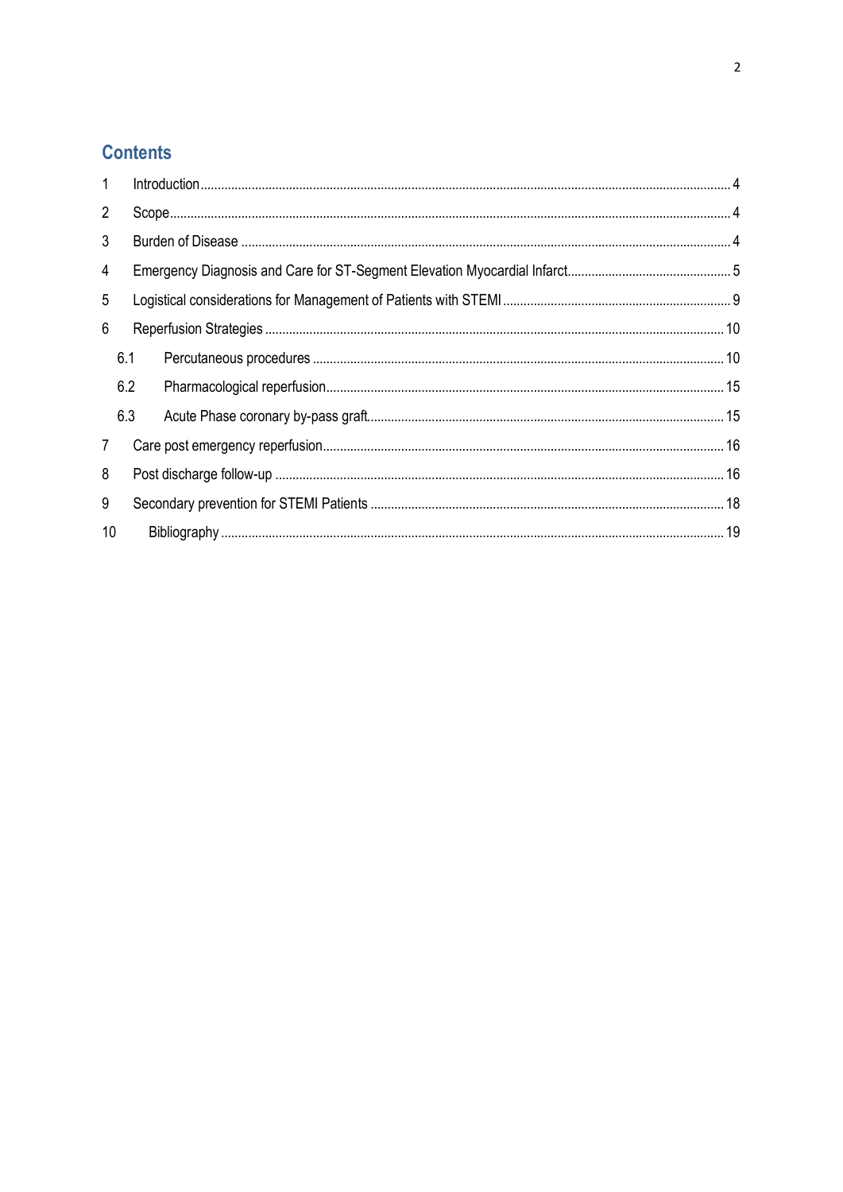## Contents

1 Introduction ... 4

2 Scope ... 4

3 Burden of Disease ... 4

4 Emergency Diagnosis and Care for ST-Segment Elevation Myocardial Infarct ... 5

5 Logistical considerations for Management of Patients with STEMI ... 9

6 Reperfusion Strategies ... 10

- 6.1 Percutaneous procedures ... 10
- 6.2 Pharmacological reperfusion ... 15
- 6.3 Acute Phase coronary by-pass graft ... 15

7 Care post emergency reperfusion ... 16

8 Post discharge follow-up ... 16

9 Secondary prevention for STEMI Patients ... 18

10 Bibliography ... 19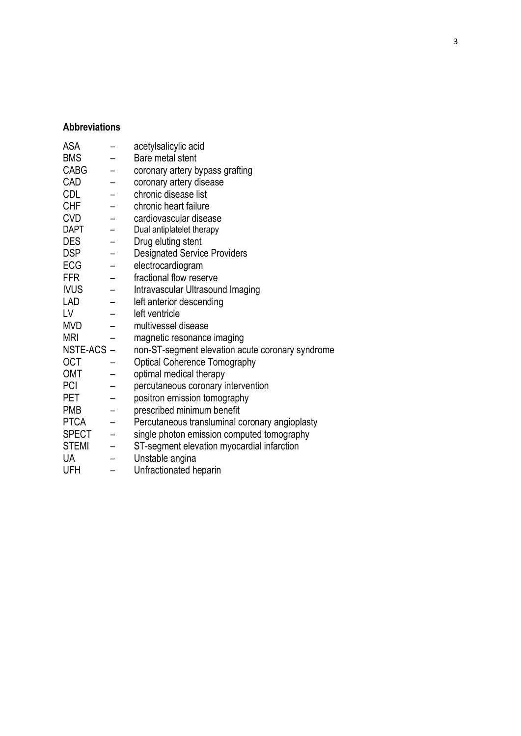## Abbreviations

| | | |
|---|---|---|
| ASA | – | acetylsalicylic acid |
| BMS | – | Bare metal stent |
| CABG | – | coronary artery bypass grafting |
| CAD | – | coronary artery disease |
| CDL | – | chronic disease list |
| CHF | – | chronic heart failure |
| CVD | – | cardiovascular disease |
| DAPT | – | Dual antiplatelet therapy |
| DES | – | Drug eluting stent |
| DSP | – | Designated Service Providers |
| ECG | – | electrocardiogram |
| FFR | – | fractional flow reserve |
| IVUS | – | Intravascular Ultrasound Imaging |
| LAD | – | left anterior descending |
| LV | – | left ventricle |
| MVD | – | multivessel disease |
| MRI | – | magnetic resonance imaging |
| NSTE-ACS | – | non-ST-segment elevation acute coronary syndrome |
| OCT | – | Optical Coherence Tomography |
| OMT | – | optimal medical therapy |
| PCI | – | percutaneous coronary intervention |
| PET | – | positron emission tomography |
| PMB | – | prescribed minimum benefit |
| PTCA | – | Percutaneous transluminal coronary angioplasty |
| SPECT | – | single photon emission computed tomography |
| STEMI | – | ST-segment elevation myocardial infarction |
| UA | – | Unstable angina |
| UFH | – | Unfractionated heparin |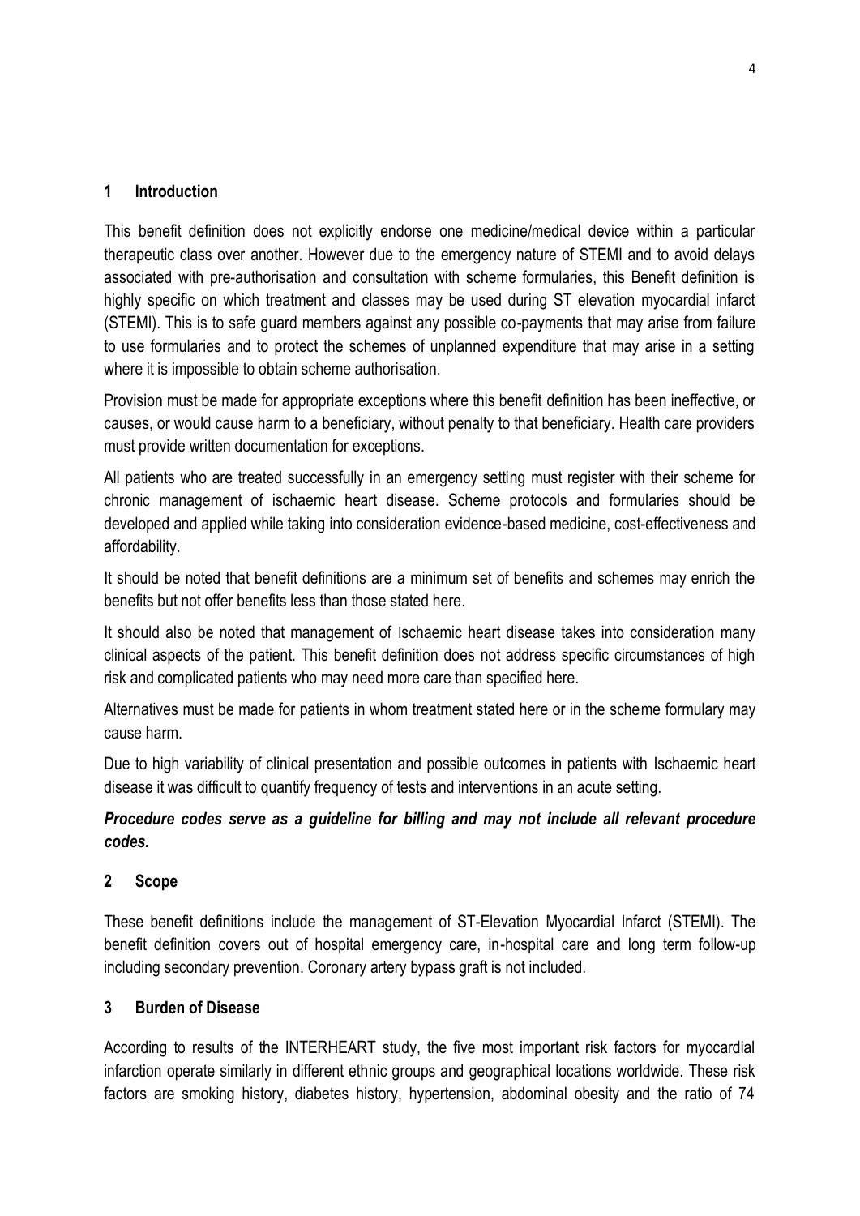## 1 Introduction

This benefit definition does not explicitly endorse one medicine/medical device within a particular therapeutic class over another. However due to the emergency nature of STEMI and to avoid delays associated with pre-authorisation and consultation with scheme formularies, this Benefit definition is highly specific on which treatment and classes may be used during ST elevation myocardial infarct (STEMI). This is to safe guard members against any possible co-payments that may arise from failure to use formularies and to protect the schemes of unplanned expenditure that may arise in a setting where it is impossible to obtain scheme authorisation.

Provision must be made for appropriate exceptions where this benefit definition has been ineffective, or causes, or would cause harm to a beneficiary, without penalty to that beneficiary. Health care providers must provide written documentation for exceptions.

All patients who are treated successfully in an emergency setting must register with their scheme for chronic management of ischaemic heart disease. Scheme protocols and formularies should be developed and applied while taking into consideration evidence-based medicine, cost-effectiveness and affordability.

It should be noted that benefit definitions are a minimum set of benefits and schemes may enrich the benefits but not offer benefits less than those stated here.

It should also be noted that management of Ischaemic heart disease takes into consideration many clinical aspects of the patient. This benefit definition does not address specific circumstances of high risk and complicated patients who may need more care than specified here.

Alternatives must be made for patients in whom treatment stated here or in the scheme formulary may cause harm.

Due to high variability of clinical presentation and possible outcomes in patients with Ischaemic heart disease it was difficult to quantify frequency of tests and interventions in an acute setting.

***Procedure codes serve as a guideline for billing and may not include all relevant procedure codes.***

## 2 Scope

These benefit definitions include the management of ST-Elevation Myocardial Infarct (STEMI). The benefit definition covers out of hospital emergency care, in-hospital care and long term follow-up including secondary prevention. Coronary artery bypass graft is not included.

## 3 Burden of Disease

According to results of the INTERHEART study, the five most important risk factors for myocardial infarction operate similarly in different ethnic groups and geographical locations worldwide. These risk factors are smoking history, diabetes history, hypertension, abdominal obesity and the ratio of 74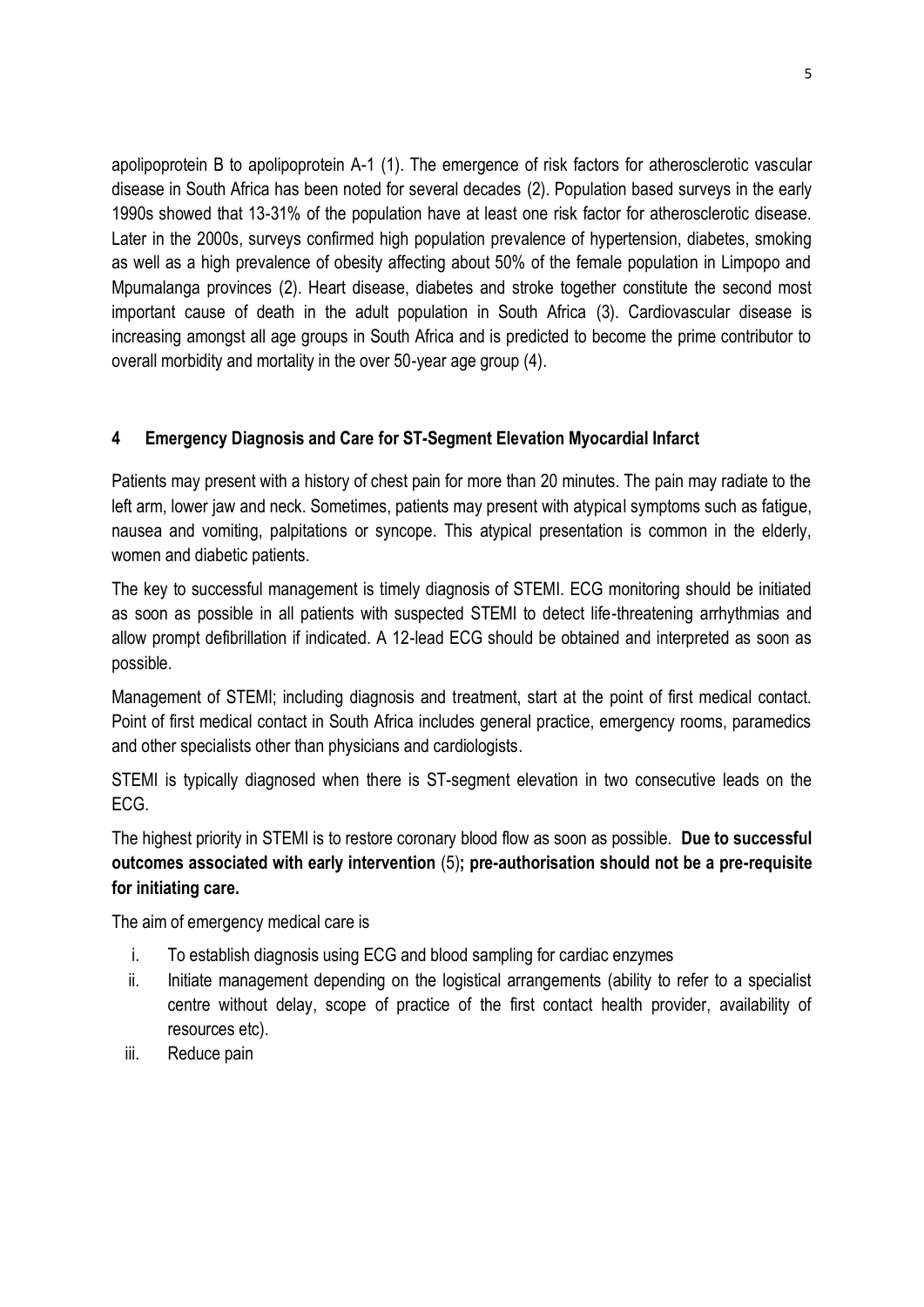apolipoprotein B to apolipoprotein A-1 (1). The emergence of risk factors for atherosclerotic vascular disease in South Africa has been noted for several decades (2). Population based surveys in the early 1990s showed that 13-31% of the population have at least one risk factor for atherosclerotic disease. Later in the 2000s, surveys confirmed high population prevalence of hypertension, diabetes, smoking as well as a high prevalence of obesity affecting about 50% of the female population in Limpopo and Mpumalanga provinces (2). Heart disease, diabetes and stroke together constitute the second most important cause of death in the adult population in South Africa (3). Cardiovascular disease is increasing amongst all age groups in South Africa and is predicted to become the prime contributor to overall morbidity and mortality in the over 50-year age group (4).

## 4 Emergency Diagnosis and Care for ST-Segment Elevation Myocardial Infarct

Patients may present with a history of chest pain for more than 20 minutes. The pain may radiate to the left arm, lower jaw and neck. Sometimes, patients may present with atypical symptoms such as fatigue, nausea and vomiting, palpitations or syncope. This atypical presentation is common in the elderly, women and diabetic patients.

The key to successful management is timely diagnosis of STEMI. ECG monitoring should be initiated as soon as possible in all patients with suspected STEMI to detect life-threatening arrhythmias and allow prompt defibrillation if indicated. A 12-lead ECG should be obtained and interpreted as soon as possible.

Management of STEMI; including diagnosis and treatment, start at the point of first medical contact. Point of first medical contact in South Africa includes general practice, emergency rooms, paramedics and other specialists other than physicians and cardiologists.

STEMI is typically diagnosed when there is ST-segment elevation in two consecutive leads on the ECG.

The highest priority in STEMI is to restore coronary blood flow as soon as possible. **Due to successful outcomes associated with early intervention** (5)**; pre-authorisation should not be a pre-requisite for initiating care.**

The aim of emergency medical care is

i. To establish diagnosis using ECG and blood sampling for cardiac enzymes
ii. Initiate management depending on the logistical arrangements (ability to refer to a specialist centre without delay, scope of practice of the first contact health provider, availability of resources etc).
iii. Reduce pain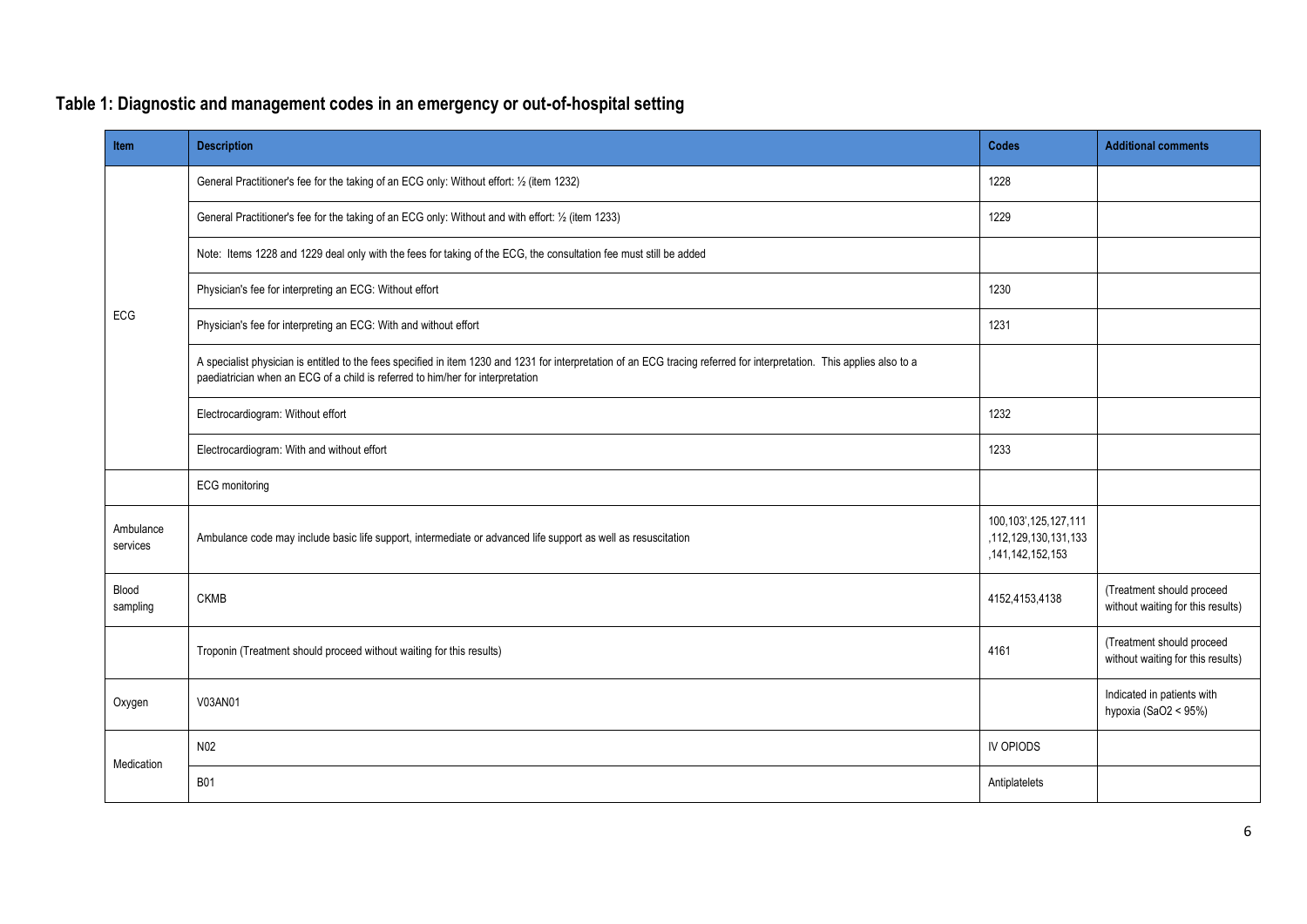## Table 1: Diagnostic and management codes in an emergency or out-of-hospital setting

| Item | Description | Codes | Additional comments |
|---|---|---|---|
| ECG | General Practitioner's fee for the taking of an ECG only: Without effort: ½ (item 1232) | 1228 | |
| | General Practitioner's fee for the taking of an ECG only: Without and with effort: ½ (item 1233) | 1229 | |
| | Note: Items 1228 and 1229 deal only with the fees for taking of the ECG, the consultation fee must still be added | | |
| | Physician's fee for interpreting an ECG: Without effort | 1230 | |
| | Physician's fee for interpreting an ECG: With and without effort | 1231 | |
| | A specialist physician is entitled to the fees specified in item 1230 and 1231 for interpretation of an ECG tracing referred for interpretation. This applies also to a paediatrician when an ECG of a child is referred to him/her for interpretation | | |
| | Electrocardiogram: Without effort | 1232 | |
| | Electrocardiogram: With and without effort | 1233 | |
| | ECG monitoring | | |
| Ambulance services | Ambulance code may include basic life support, intermediate or advanced life support as well as resuscitation | 100,103',125,127,111,112,129,130,131,133,141,142,152,153 | |
| Blood sampling | CKMB | 4152,4153,4138 | (Treatment should proceed without waiting for this results) |
| | Troponin (Treatment should proceed without waiting for this results) | 4161 | (Treatment should proceed without waiting for this results) |
| Oxygen | V03AN01 | | Indicated in patients with hypoxia ($SaO_2$ < 95%) |
| Medication | N02 | IV OPIODS | |
| | B01 | Antiplatelets | |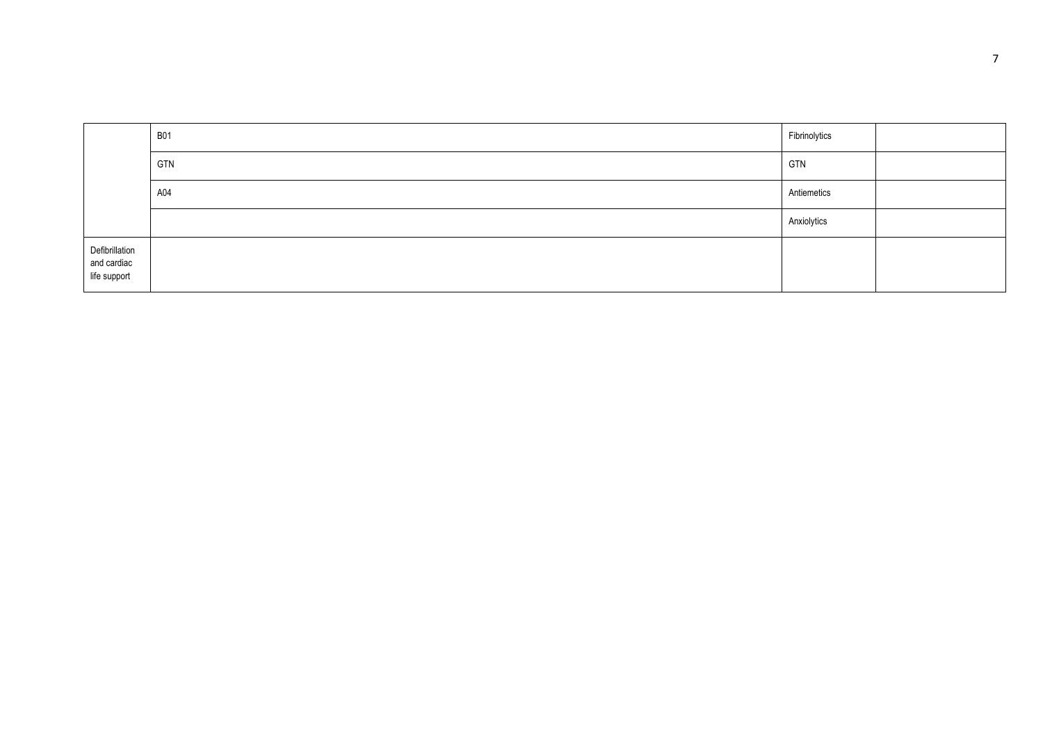| | | | |
|---|---|---|---|
| | B01 | Fibrinolytics | |
| | GTN | GTN | |
| | A04 | Antiemetics | |
| | | Anxiolytics | |
| Defibrillation and cardiac life support | | | |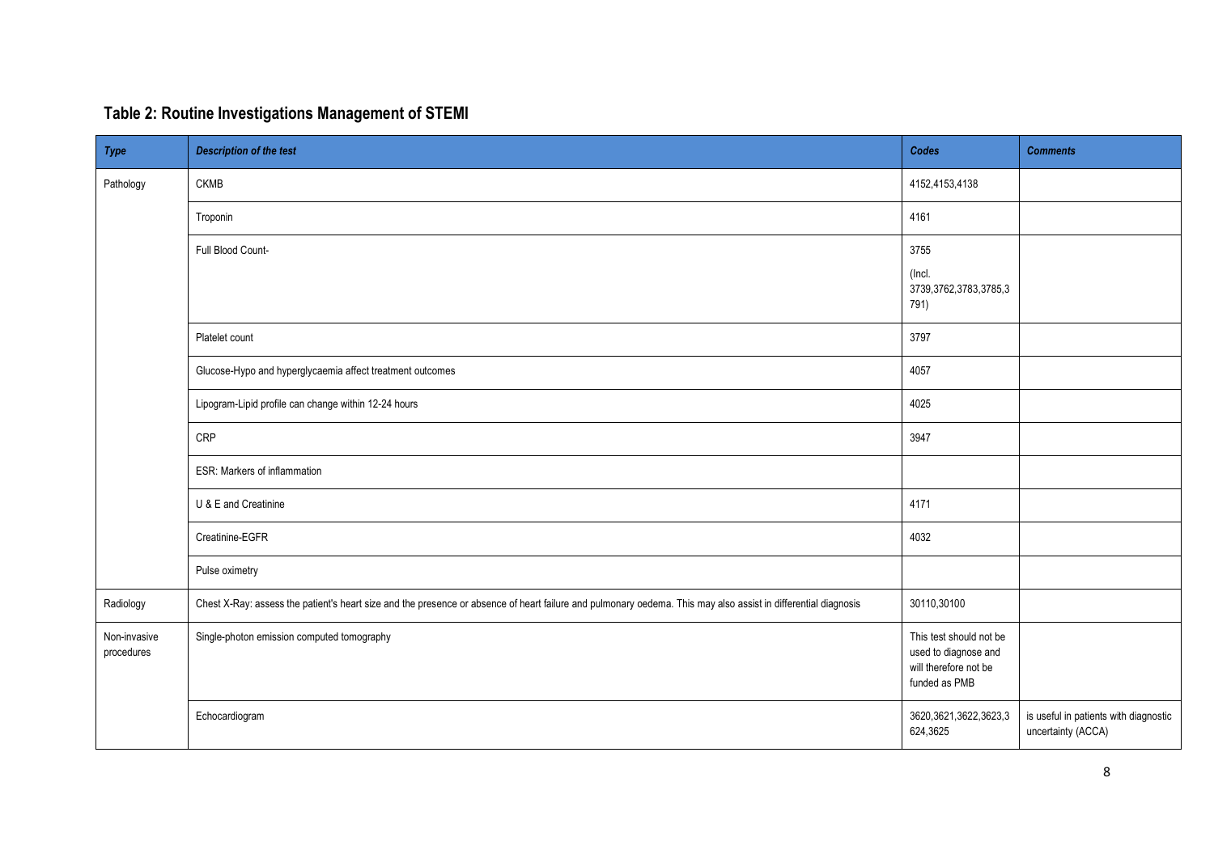## Table 2: Routine Investigations Management of STEMI

| *Type* | *Description of the test* | *Codes* | *Comments* |
|---|---|---|---|
| Pathology | CKMB | 4152,4153,4138 | |
| | Troponin | 4161 | |
| | Full Blood Count- | 3755 (Incl. 3739,3762,3783,3785,3791) | |
| | Platelet count | 3797 | |
| | Glucose-Hypo and hyperglycaemia affect treatment outcomes | 4057 | |
| | Lipogram-Lipid profile can change within 12-24 hours | 4025 | |
| | CRP | 3947 | |
| | ESR: Markers of inflammation | | |
| | U & E and Creatinine | 4171 | |
| | Creatinine-EGFR | 4032 | |
| | Pulse oximetry | | |
| Radiology | Chest X-Ray: assess the patient's heart size and the presence or absence of heart failure and pulmonary oedema. This may also assist in differential diagnosis | 30110,30100 | |
| Non-invasive procedures | Single-photon emission computed tomography | This test should not be used to diagnose and will therefore not be funded as PMB | |
| | Echocardiogram | 3620,3621,3622,3623,3624,3625 | is useful in patients with diagnostic uncertainty (ACCA) |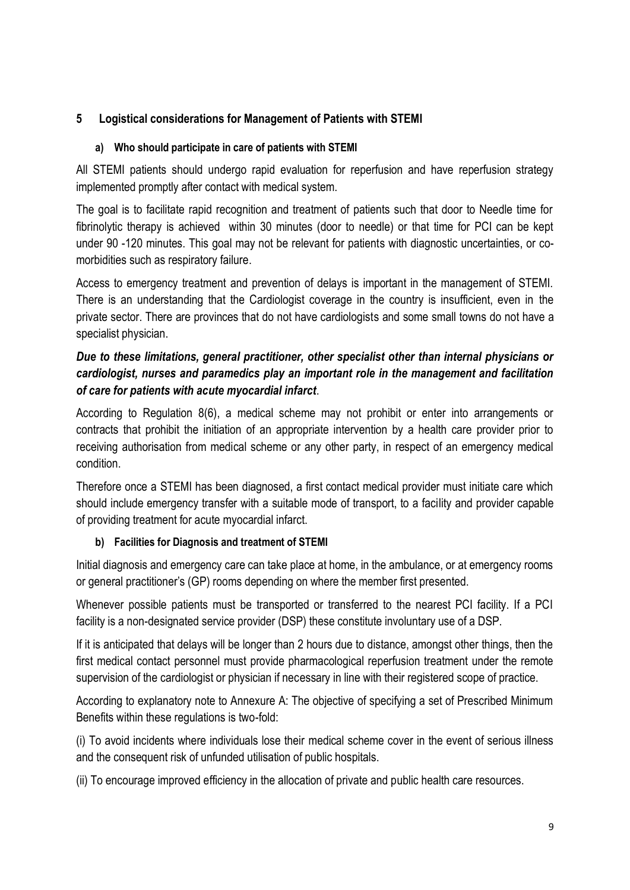## 5 Logistical considerations for Management of Patients with STEMI

### a) Who should participate in care of patients with STEMI

All STEMI patients should undergo rapid evaluation for reperfusion and have reperfusion strategy implemented promptly after contact with medical system.

The goal is to facilitate rapid recognition and treatment of patients such that door to Needle time for fibrinolytic therapy is achieved within 30 minutes (door to needle) or that time for PCI can be kept under 90 -120 minutes. This goal may not be relevant for patients with diagnostic uncertainties, or co-morbidities such as respiratory failure.

Access to emergency treatment and prevention of delays is important in the management of STEMI. There is an understanding that the Cardiologist coverage in the country is insufficient, even in the private sector. There are provinces that do not have cardiologists and some small towns do not have a specialist physician.

***Due to these limitations, general practitioner, other specialist other than internal physicians or cardiologist, nurses and paramedics play an important role in the management and facilitation of care for patients with acute myocardial infarct***.

According to Regulation 8(6), a medical scheme may not prohibit or enter into arrangements or contracts that prohibit the initiation of an appropriate intervention by a health care provider prior to receiving authorisation from medical scheme or any other party, in respect of an emergency medical condition.

Therefore once a STEMI has been diagnosed, a first contact medical provider must initiate care which should include emergency transfer with a suitable mode of transport, to a facility and provider capable of providing treatment for acute myocardial infarct.

### b) Facilities for Diagnosis and treatment of STEMI

Initial diagnosis and emergency care can take place at home, in the ambulance, or at emergency rooms or general practitioner's (GP) rooms depending on where the member first presented.

Whenever possible patients must be transported or transferred to the nearest PCI facility. If a PCI facility is a non-designated service provider (DSP) these constitute involuntary use of a DSP.

If it is anticipated that delays will be longer than 2 hours due to distance, amongst other things, then the first medical contact personnel must provide pharmacological reperfusion treatment under the remote supervision of the cardiologist or physician if necessary in line with their registered scope of practice.

According to explanatory note to Annexure A: The objective of specifying a set of Prescribed Minimum Benefits within these regulations is two-fold:

(i) To avoid incidents where individuals lose their medical scheme cover in the event of serious illness and the consequent risk of unfunded utilisation of public hospitals.

(ii) To encourage improved efficiency in the allocation of private and public health care resources.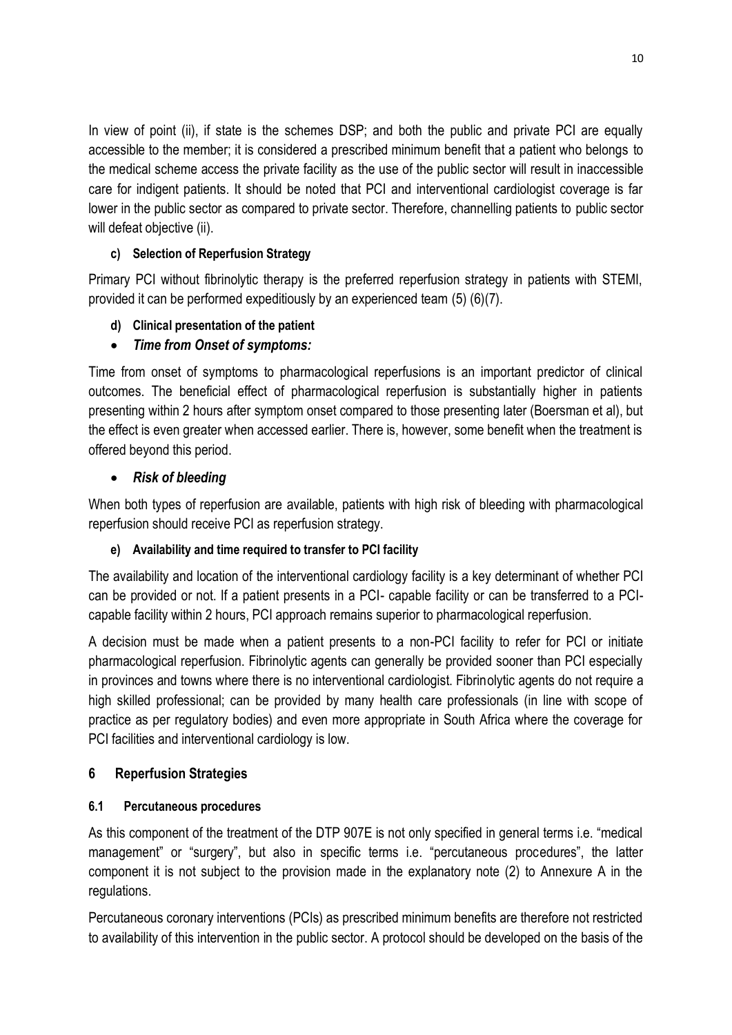In view of point (ii), if state is the schemes DSP; and both the public and private PCI are equally accessible to the member; it is considered a prescribed minimum benefit that a patient who belongs to the medical scheme access the private facility as the use of the public sector will result in inaccessible care for indigent patients. It should be noted that PCI and interventional cardiologist coverage is far lower in the public sector as compared to private sector. Therefore, channelling patients to public sector will defeat objective (ii).

#### c) Selection of Reperfusion Strategy

Primary PCI without fibrinolytic therapy is the preferred reperfusion strategy in patients with STEMI, provided it can be performed expeditiously by an experienced team (5) (6)(7).

#### d) Clinical presentation of the patient

- ***Time from Onset of symptoms:***

Time from onset of symptoms to pharmacological reperfusions is an important predictor of clinical outcomes. The beneficial effect of pharmacological reperfusion is substantially higher in patients presenting within 2 hours after symptom onset compared to those presenting later (Boersman et al), but the effect is even greater when accessed earlier. There is, however, some benefit when the treatment is offered beyond this period.

- ***Risk of bleeding***

When both types of reperfusion are available, patients with high risk of bleeding with pharmacological reperfusion should receive PCI as reperfusion strategy.

#### e) Availability and time required to transfer to PCI facility

The availability and location of the interventional cardiology facility is a key determinant of whether PCI can be provided or not. If a patient presents in a PCI- capable facility or can be transferred to a PCI-capable facility within 2 hours, PCI approach remains superior to pharmacological reperfusion.

A decision must be made when a patient presents to a non-PCI facility to refer for PCI or initiate pharmacological reperfusion. Fibrinolytic agents can generally be provided sooner than PCI especially in provinces and towns where there is no interventional cardiologist. Fibrinolytic agents do not require a high skilled professional; can be provided by many health care professionals (in line with scope of practice as per regulatory bodies) and even more appropriate in South Africa where the coverage for PCI facilities and interventional cardiology is low.

## 6 Reperfusion Strategies

### 6.1 Percutaneous procedures

As this component of the treatment of the DTP 907E is not only specified in general terms i.e. "medical management" or "surgery", but also in specific terms i.e. "percutaneous procedures", the latter component it is not subject to the provision made in the explanatory note (2) to Annexure A in the regulations.

Percutaneous coronary interventions (PCIs) as prescribed minimum benefits are therefore not restricted to availability of this intervention in the public sector. A protocol should be developed on the basis of the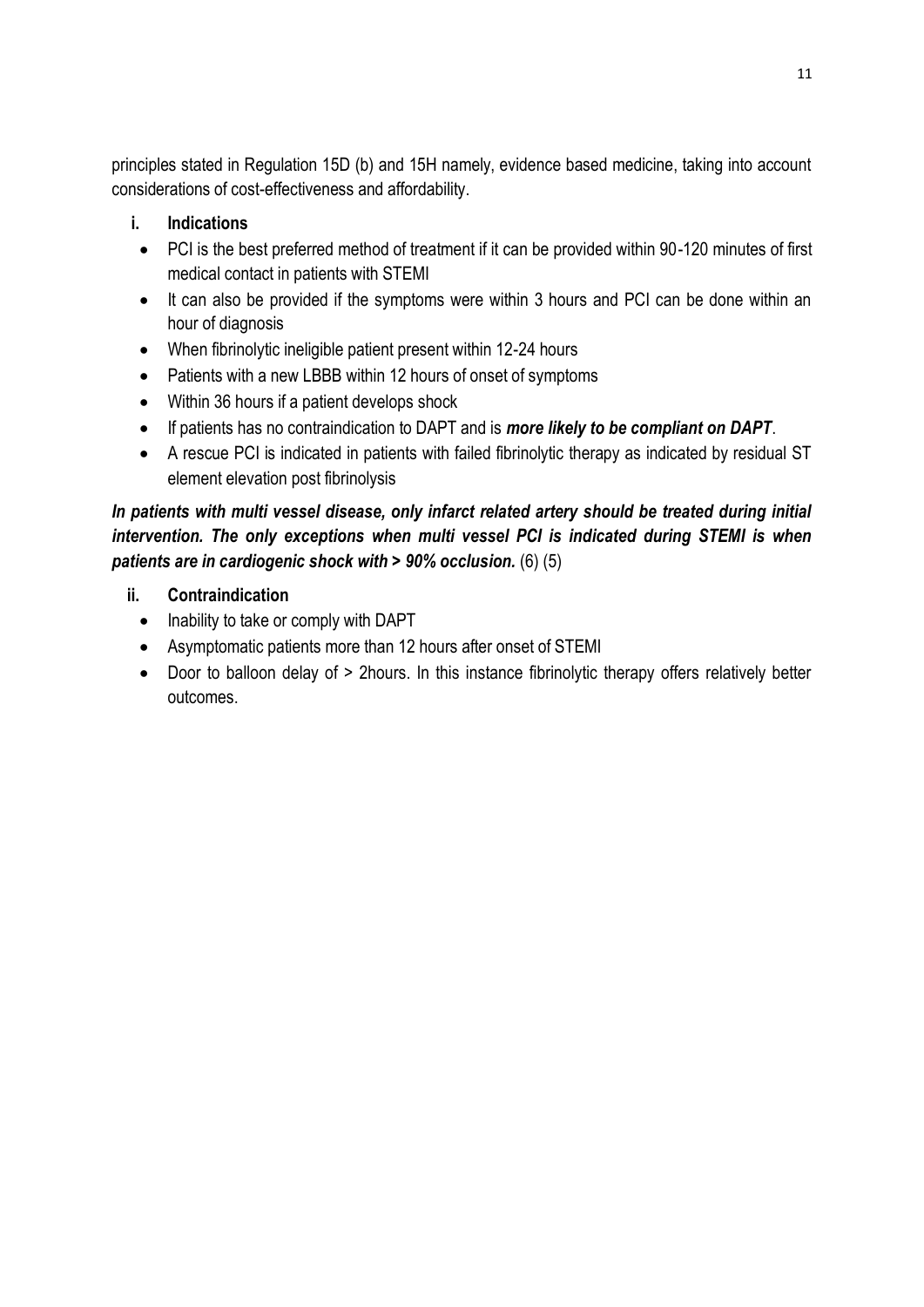principles stated in Regulation 15D (b) and 15H namely, evidence based medicine, taking into account considerations of cost-effectiveness and affordability.

**i. Indications**

- PCI is the best preferred method of treatment if it can be provided within 90-120 minutes of first medical contact in patients with STEMI
- It can also be provided if the symptoms were within 3 hours and PCI can be done within an hour of diagnosis
- When fibrinolytic ineligible patient present within 12-24 hours
- Patients with a new LBBB within 12 hours of onset of symptoms
- Within 36 hours if a patient develops shock
- If patients has no contraindication to DAPT and is ***more likely to be compliant on DAPT***.
- A rescue PCI is indicated in patients with failed fibrinolytic therapy as indicated by residual ST element elevation post fibrinolysis

***In patients with multi vessel disease, only infarct related artery should be treated during initial intervention. The only exceptions when multi vessel PCI is indicated during STEMI is when patients are in cardiogenic shock with > 90% occlusion.*** (6) (5)

**ii. Contraindication**

- Inability to take or comply with DAPT
- Asymptomatic patients more than 12 hours after onset of STEMI
- Door to balloon delay of > 2hours. In this instance fibrinolytic therapy offers relatively better outcomes.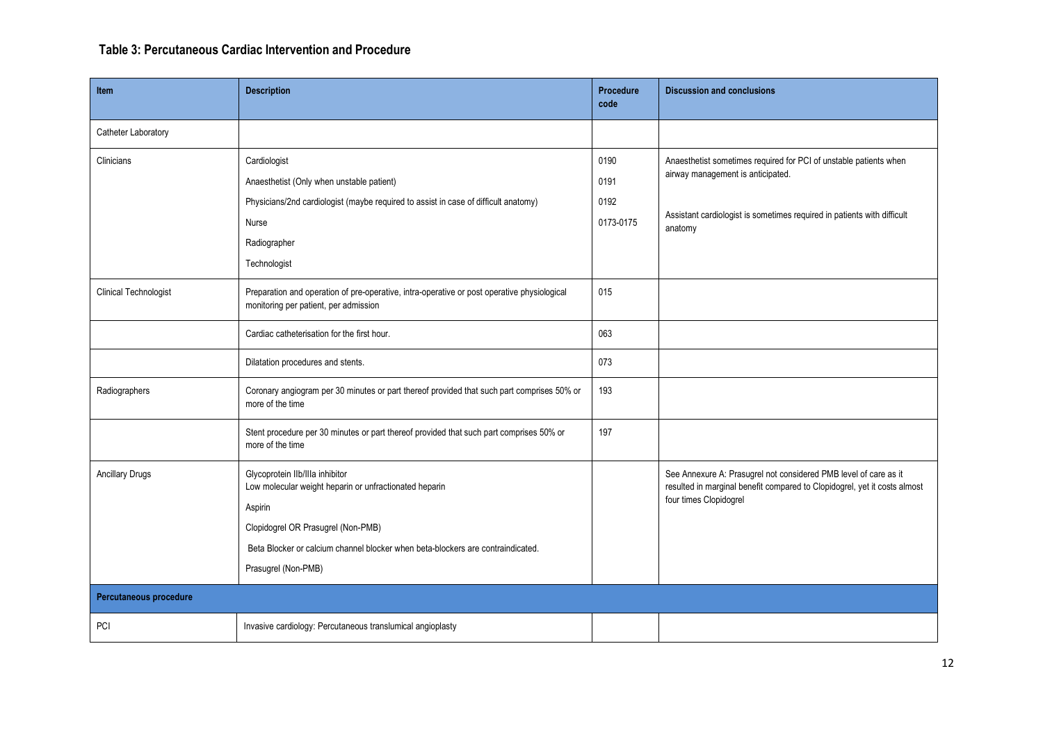## Table 3: Percutaneous Cardiac Intervention and Procedure

| Item | Description | Procedure code | Discussion and conclusions |
|---|---|---|---|
| Catheter Laboratory | | | |
| Clinicians | Cardiologist<br>Anaesthetist (Only when unstable patient)<br>Physicians/2nd cardiologist (maybe required to assist in case of difficult anatomy)<br>Nurse<br>Radiographer<br>Technologist | 0190<br>0191<br>0192<br>0173-0175 | Anaesthetist sometimes required for PCI of unstable patients when airway management is anticipated.<br><br>Assistant cardiologist is sometimes required in patients with difficult anatomy |
| Clinical Technologist | Preparation and operation of pre-operative, intra-operative or post operative physiological monitoring per patient, per admission | 015 | |
| | Cardiac catheterisation for the first hour. | 063 | |
| | Dilatation procedures and stents. | 073 | |
| Radiographers | Coronary angiogram per 30 minutes or part thereof provided that such part comprises 50% or more of the time | 193 | |
| | Stent procedure per 30 minutes or part thereof provided that such part comprises 50% or more of the time | 197 | |
| Ancillary Drugs | Glycoprotein IIb/IIIa inhibitor<br>Low molecular weight heparin or unfractionated heparin<br>Aspirin<br>Clopidogrel OR Prasugrel (Non-PMB)<br>Beta Blocker or calcium channel blocker when beta-blockers are contraindicated.<br>Prasugrel (Non-PMB) | | See Annexure A: Prasugrel not considered PMB level of care as it resulted in marginal benefit compared to Clopidogrel, yet it costs almost four times Clopidogrel |
| **Percutaneous procedure** | | | |
| PCI | Invasive cardiology: Percutaneous translumical angioplasty | | |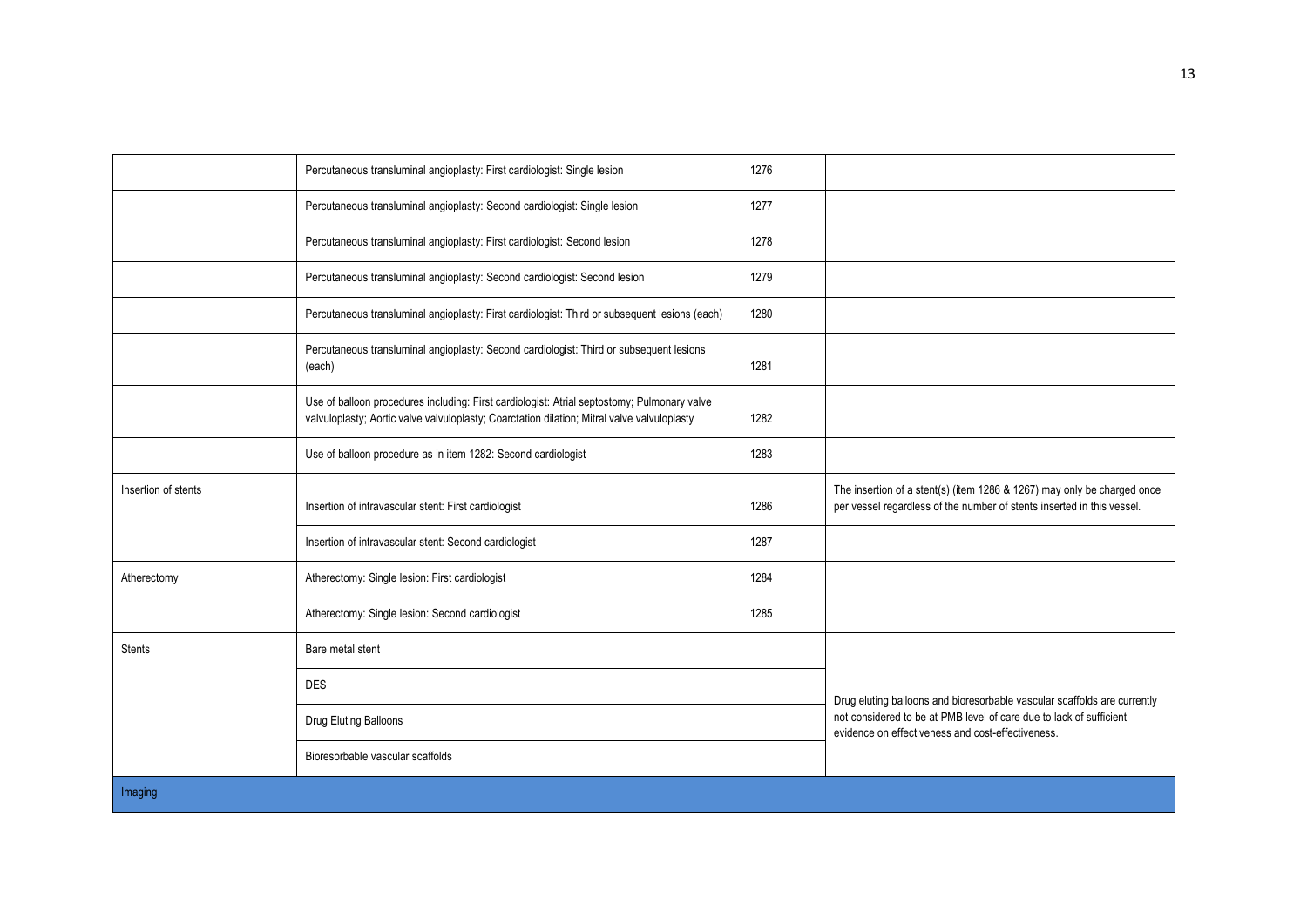| | | | |
|---|---|---|---|
| | Percutaneous transluminal angioplasty: First cardiologist: Single lesion | 1276 | |
| | Percutaneous transluminal angioplasty: Second cardiologist: Single lesion | 1277 | |
| | Percutaneous transluminal angioplasty: First cardiologist: Second lesion | 1278 | |
| | Percutaneous transluminal angioplasty: Second cardiologist: Second lesion | 1279 | |
| | Percutaneous transluminal angioplasty: First cardiologist: Third or subsequent lesions (each) | 1280 | |
| | Percutaneous transluminal angioplasty: Second cardiologist: Third or subsequent lesions (each) | 1281 | |
| | Use of balloon procedures including: First cardiologist: Atrial septostomy; Pulmonary valve valvuloplasty; Aortic valve valvuloplasty; Coarctation dilation; Mitral valve valvuloplasty | 1282 | |
| | Use of balloon procedure as in item 1282: Second cardiologist | 1283 | |
| Insertion of stents | Insertion of intravascular stent: First cardiologist | 1286 | The insertion of a stent(s) (item 1286 & 1267) may only be charged once per vessel regardless of the number of stents inserted in this vessel. |
| | Insertion of intravascular stent: Second cardiologist | 1287 | |
| Atherectomy | Atherectomy: Single lesion: First cardiologist | 1284 | |
| | Atherectomy: Single lesion: Second cardiologist | 1285 | |
| Stents | Bare metal stent | | Drug eluting balloons and bioresorbable vascular scaffolds are currently not considered to be at PMB level of care due to lack of sufficient evidence on effectiveness and cost-effectiveness. |
| | DES | | |
| | Drug Eluting Balloons | | |
| | Bioresorbable vascular scaffolds | | |
| Imaging | | | |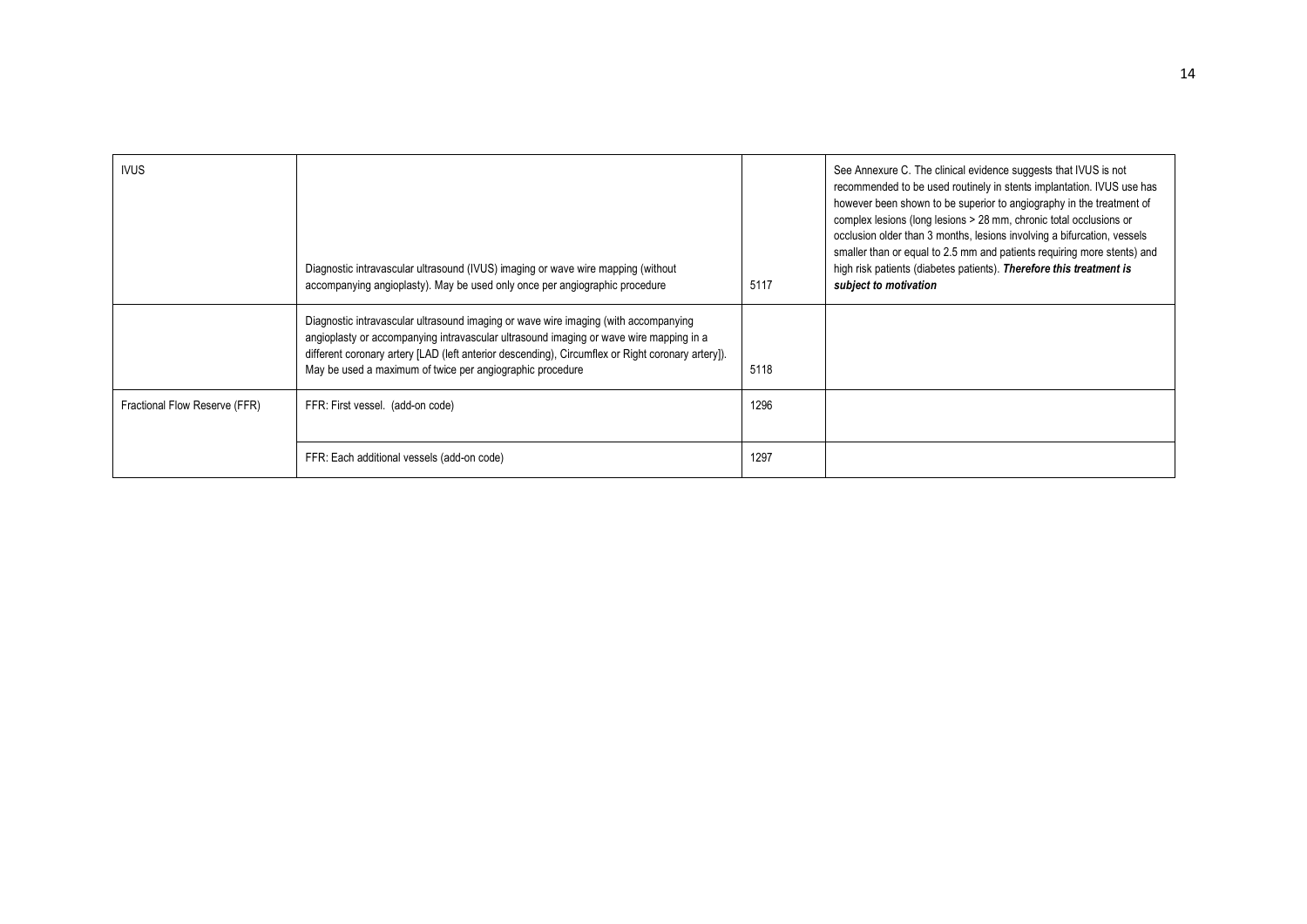| | | | |
|---|---|---|---|
| IVUS | Diagnostic intravascular ultrasound (IVUS) imaging or wave wire mapping (without accompanying angioplasty). May be used only once per angiographic procedure | 5117 | See Annexure C. The clinical evidence suggests that IVUS is not recommended to be used routinely in stents implantation. IVUS use has however been shown to be superior to angiography in the treatment of complex lesions (long lesions > 28 mm, chronic total occlusions or occlusion older than 3 months, lesions involving a bifurcation, vessels smaller than or equal to 2.5 mm and patients requiring more stents) and high risk patients (diabetes patients). ***Therefore this treatment is subject to motivation*** |
| | Diagnostic intravascular ultrasound imaging or wave wire imaging (with accompanying angioplasty or accompanying intravascular ultrasound imaging or wave wire mapping in a different coronary artery [LAD (left anterior descending), Circumflex or Right coronary artery]). May be used a maximum of twice per angiographic procedure | 5118 | |
| Fractional Flow Reserve (FFR) | FFR: First vessel. (add-on code) | 1296 | |
| | FFR: Each additional vessels (add-on code) | 1297 | |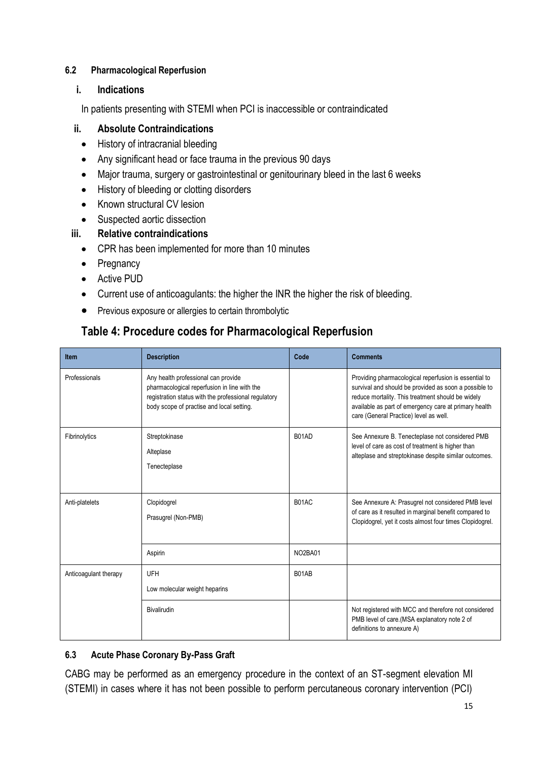### 6.2 Pharmacological Reperfusion

#### i. Indications

In patients presenting with STEMI when PCI is inaccessible or contraindicated

#### ii. Absolute Contraindications

- History of intracranial bleeding
- Any significant head or face trauma in the previous 90 days
- Major trauma, surgery or gastrointestinal or genitourinary bleed in the last 6 weeks
- History of bleeding or clotting disorders
- Known structural CV lesion
- Suspected aortic dissection

#### iii. Relative contraindications

- CPR has been implemented for more than 10 minutes
- Pregnancy
- Active PUD
- Current use of anticoagulants: the higher the INR the higher the risk of bleeding.
- Previous exposure or allergies to certain thrombolytic

## Table 4: Procedure codes for Pharmacological Reperfusion

| Item | Description | Code | Comments |
|---|---|---|---|
| Professionals | Any health professional can provide pharmacological reperfusion in line with the registration status with the professional regulatory body scope of practise and local setting. | | Providing pharmacological reperfusion is essential to survival and should be provided as soon a possible to reduce mortality. This treatment should be widely available as part of emergency care at primary health care (General Practice) level as well. |
| Fibrinolytics | Streptokinase<br>Alteplase<br>Tenecteplase | B01AD | See Annexure B. Tenecteplase not considered PMB level of care as cost of treatment is higher than alteplase and streptokinase despite similar outcomes. |
| Anti-platelets | Clopidogrel<br>Prasugrel (Non-PMB) | B01AC | See Annexure A: Prasugrel not considered PMB level of care as it resulted in marginal benefit compared to Clopidogrel, yet it costs almost four times Clopidogrel. |
| | Aspirin | NO2BA01 | |
| Anticoagulant therapy | UFH<br>Low molecular weight heparins | B01AB | |
| | Bivalirudin | | Not registered with MCC and therefore not considered PMB level of care.(MSA explanatory note 2 of definitions to annexure A) |

### 6.3 Acute Phase Coronary By-Pass Graft

CABG may be performed as an emergency procedure in the context of an ST-segment elevation MI (STEMI) in cases where it has not been possible to perform percutaneous coronary intervention (PCI)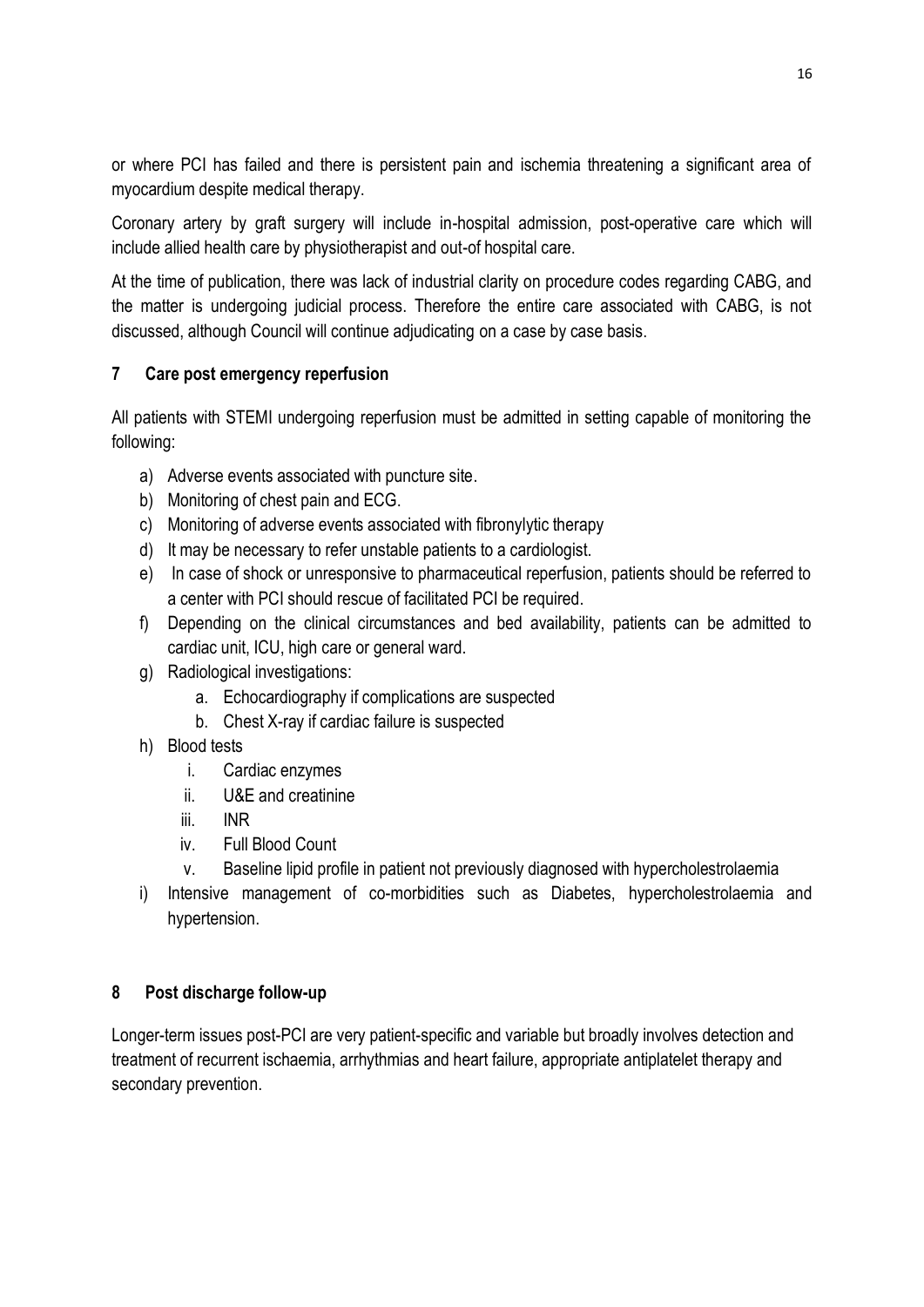or where PCI has failed and there is persistent pain and ischemia threatening a significant area of myocardium despite medical therapy.

Coronary artery by graft surgery will include in-hospital admission, post-operative care which will include allied health care by physiotherapist and out-of hospital care.

At the time of publication, there was lack of industrial clarity on procedure codes regarding CABG, and the matter is undergoing judicial process. Therefore the entire care associated with CABG, is not discussed, although Council will continue adjudicating on a case by case basis.

## 7 Care post emergency reperfusion

All patients with STEMI undergoing reperfusion must be admitted in setting capable of monitoring the following:

a) Adverse events associated with puncture site.
b) Monitoring of chest pain and ECG.
c) Monitoring of adverse events associated with fibronylytic therapy
d) It may be necessary to refer unstable patients to a cardiologist.
e) In case of shock or unresponsive to pharmaceutical reperfusion, patients should be referred to a center with PCI should rescue of facilitated PCI be required.
f) Depending on the clinical circumstances and bed availability, patients can be admitted to cardiac unit, ICU, high care or general ward.
g) Radiological investigations:
   a. Echocardiography if complications are suspected
   b. Chest X-ray if cardiac failure is suspected
h) Blood tests
   i. Cardiac enzymes
   ii. U&E and creatinine
   iii. INR
   iv. Full Blood Count
   v. Baseline lipid profile in patient not previously diagnosed with hypercholestrolaemia
i) Intensive management of co-morbidities such as Diabetes, hypercholestrolaemia and hypertension.

## 8 Post discharge follow-up

Longer-term issues post-PCI are very patient-specific and variable but broadly involves detection and treatment of recurrent ischaemia, arrhythmias and heart failure, appropriate antiplatelet therapy and secondary prevention.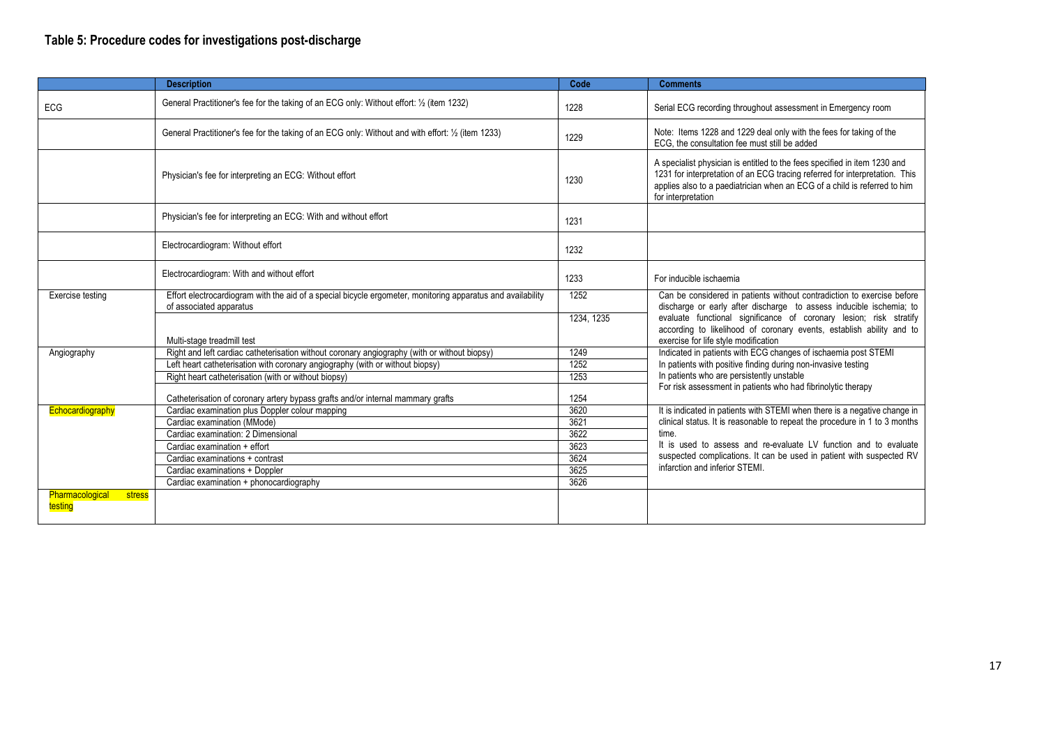## Table 5: Procedure codes for investigations post-discharge

| | Description | Code | Comments |
|---|---|---|---|
| ECG | General Practitioner's fee for the taking of an ECG only: Without effort: ½ (item 1232) | 1228 | Serial ECG recording throughout assessment in Emergency room |
| | General Practitioner's fee for the taking of an ECG only: Without and with effort: ½ (item 1233) | 1229 | Note: Items 1228 and 1229 deal only with the fees for taking of the ECG, the consultation fee must still be added |
| | Physician's fee for interpreting an ECG: Without effort | 1230 | A specialist physician is entitled to the fees specified in item 1230 and 1231 for interpretation of an ECG tracing referred for interpretation. This applies also to a paediatrician when an ECG of a child is referred to him for interpretation |
| | Physician's fee for interpreting an ECG: With and without effort | 1231 | |
| | Electrocardiogram: Without effort | 1232 | |
| | Electrocardiogram: With and without effort | 1233 | For inducible ischaemia |
| Exercise testing | Effort electrocardiogram with the aid of a special bicycle ergometer, monitoring apparatus and availability of associated apparatus | 1252 | Can be considered in patients without contradiction to exercise before discharge or early after discharge to assess inducible ischemia; to evaluate functional significance of coronary lesion; risk stratify according to likelihood of coronary events, establish ability and to exercise for life style modification |
| | Multi-stage treadmill test | 1234, 1235 | |
| Angiography | Right and left cardiac catheterisation without coronary angiography (with or without biopsy) | 1249 | Indicated in patients with ECG changes of ischaemia post STEMI<br>In patients with positive finding during non-invasive testing<br>In patients who are persistently unstable<br>For risk assessment in patients who had fibrinolytic therapy |
| | Left heart catheterisation with coronary angiography (with or without biopsy) | 1252 | |
| | Right heart catheterisation (with or without biopsy) | 1253 | |
| | Catheterisation of coronary artery bypass grafts and/or internal mammary grafts | 1254 | |
| Echocardiography | Cardiac examination plus Doppler colour mapping | 3620 | It is indicated in patients with STEMI when there is a negative change in clinical status. It is reasonable to repeat the procedure in 1 to 3 months time.<br>It is used to assess and re-evaluate LV function and to evaluate suspected complications. It can be used in patient with suspected RV infarction and inferior STEMI. |
| | Cardiac examination (MMode) | 3621 | |
| | Cardiac examination: 2 Dimensional | 3622 | |
| | Cardiac examination + effort | 3623 | |
| | Cardiac examinations + contrast | 3624 | |
| | Cardiac examinations + Doppler | 3625 | |
| | Cardiac examination + phonocardiography | 3626 | |
| Pharmacological stress testing | | | |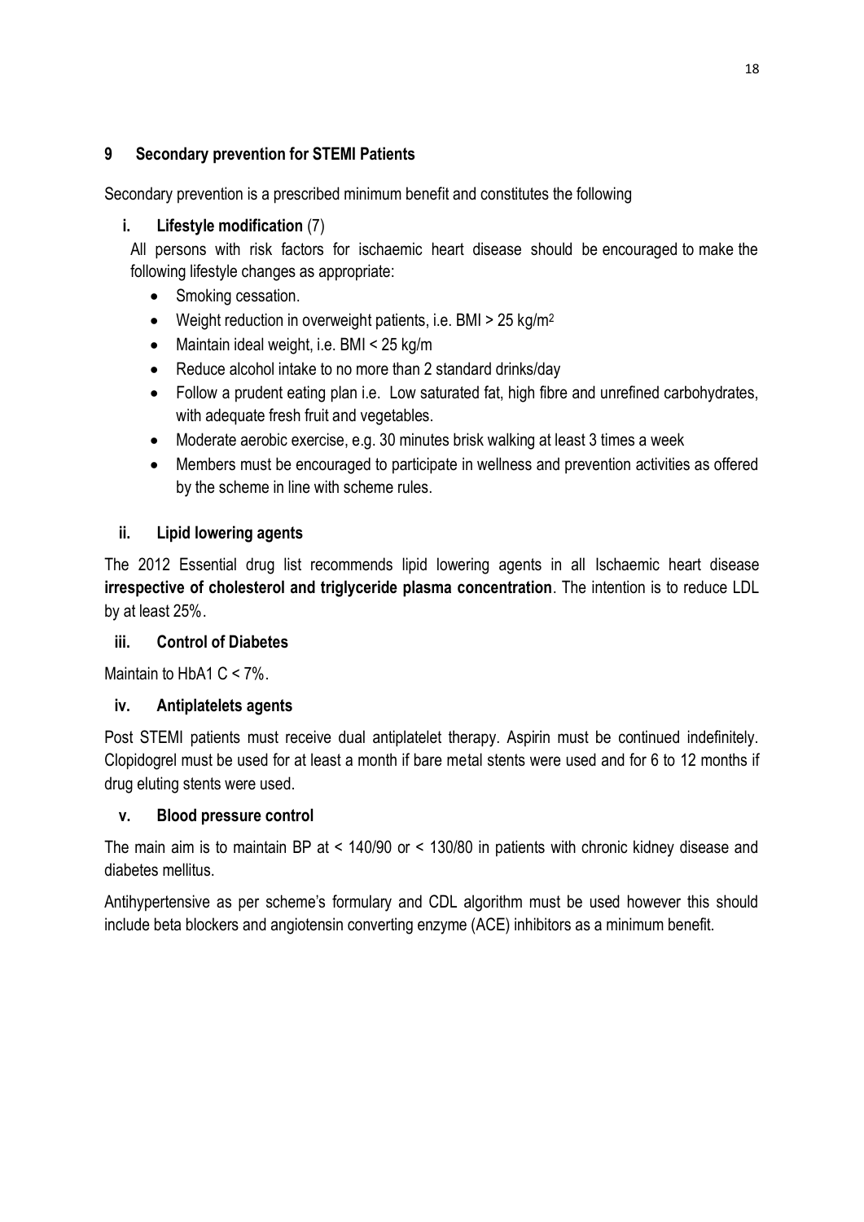## 9 Secondary prevention for STEMI Patients

Secondary prevention is a prescribed minimum benefit and constitutes the following

### i. Lifestyle modification (7)

All persons with risk factors for ischaemic heart disease should be encouraged to make the following lifestyle changes as appropriate:

- Smoking cessation.
- Weight reduction in overweight patients, i.e. BMI > 25 kg/m$^2$
- Maintain ideal weight, i.e. BMI < 25 kg/m
- Reduce alcohol intake to no more than 2 standard drinks/day
- Follow a prudent eating plan i.e. Low saturated fat, high fibre and unrefined carbohydrates, with adequate fresh fruit and vegetables.
- Moderate aerobic exercise, e.g. 30 minutes brisk walking at least 3 times a week
- Members must be encouraged to participate in wellness and prevention activities as offered by the scheme in line with scheme rules.

### ii. Lipid lowering agents

The 2012 Essential drug list recommends lipid lowering agents in all Ischaemic heart disease **irrespective of cholesterol and triglyceride plasma concentration**. The intention is to reduce LDL by at least 25%.

### iii. Control of Diabetes

Maintain to HbA1 C < 7%.

### iv. Antiplatelets agents

Post STEMI patients must receive dual antiplatelet therapy. Aspirin must be continued indefinitely. Clopidogrel must be used for at least a month if bare metal stents were used and for 6 to 12 months if drug eluting stents were used.

### v. Blood pressure control

The main aim is to maintain BP at < 140/90 or < 130/80 in patients with chronic kidney disease and diabetes mellitus.

Antihypertensive as per scheme's formulary and CDL algorithm must be used however this should include beta blockers and angiotensin converting enzyme (ACE) inhibitors as a minimum benefit.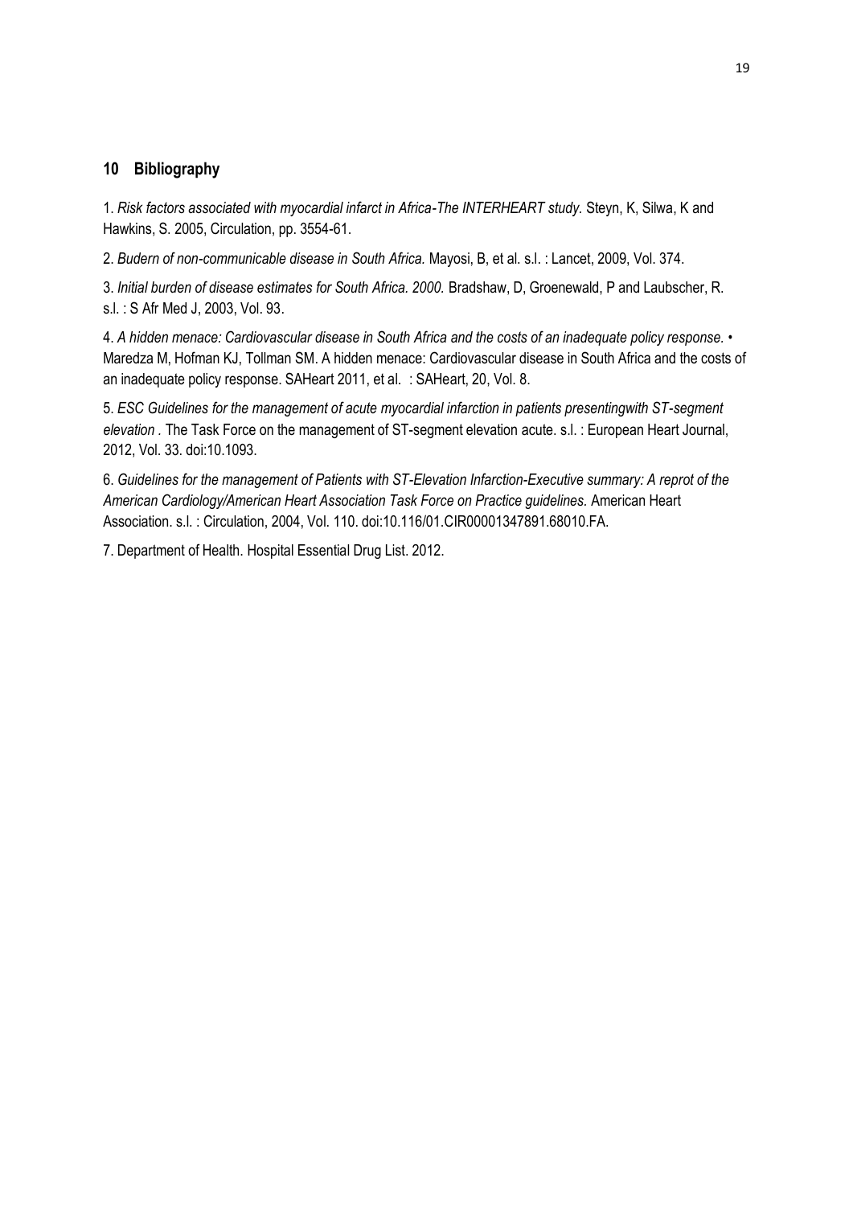## 10 Bibliography

1. *Risk factors associated with myocardial infarct in Africa-The INTERHEART study.* Steyn, K, Silwa, K and Hawkins, S. 2005, Circulation, pp. 3554-61.

2. *Budern of non-communicable disease in South Africa.* Mayosi, B, et al. s.l. : Lancet, 2009, Vol. 374.

3. *Initial burden of disease estimates for South Africa. 2000.* Bradshaw, D, Groenewald, P and Laubscher, R. s.l. : S Afr Med J, 2003, Vol. 93.

4. *A hidden menace: Cardiovascular disease in South Africa and the costs of an inadequate policy response. •* Maredza M, Hofman KJ, Tollman SM. A hidden menace: Cardiovascular disease in South Africa and the costs of an inadequate policy response. SAHeart 2011, et al. : SAHeart, 20, Vol. 8.

5. *ESC Guidelines for the management of acute myocardial infarction in patients presentingwith ST-segment elevation .* The Task Force on the management of ST-segment elevation acute. s.l. : European Heart Journal, 2012, Vol. 33. doi:10.1093.

6. *Guidelines for the management of Patients with ST-Elevation Infarction-Executive summary: A reprot of the American Cardiology/American Heart Association Task Force on Practice guidelines.* American Heart Association. s.l. : Circulation, 2004, Vol. 110. doi:10.116/01.CIR00001347891.68010.FA.

7. Department of Health. Hospital Essential Drug List. 2012.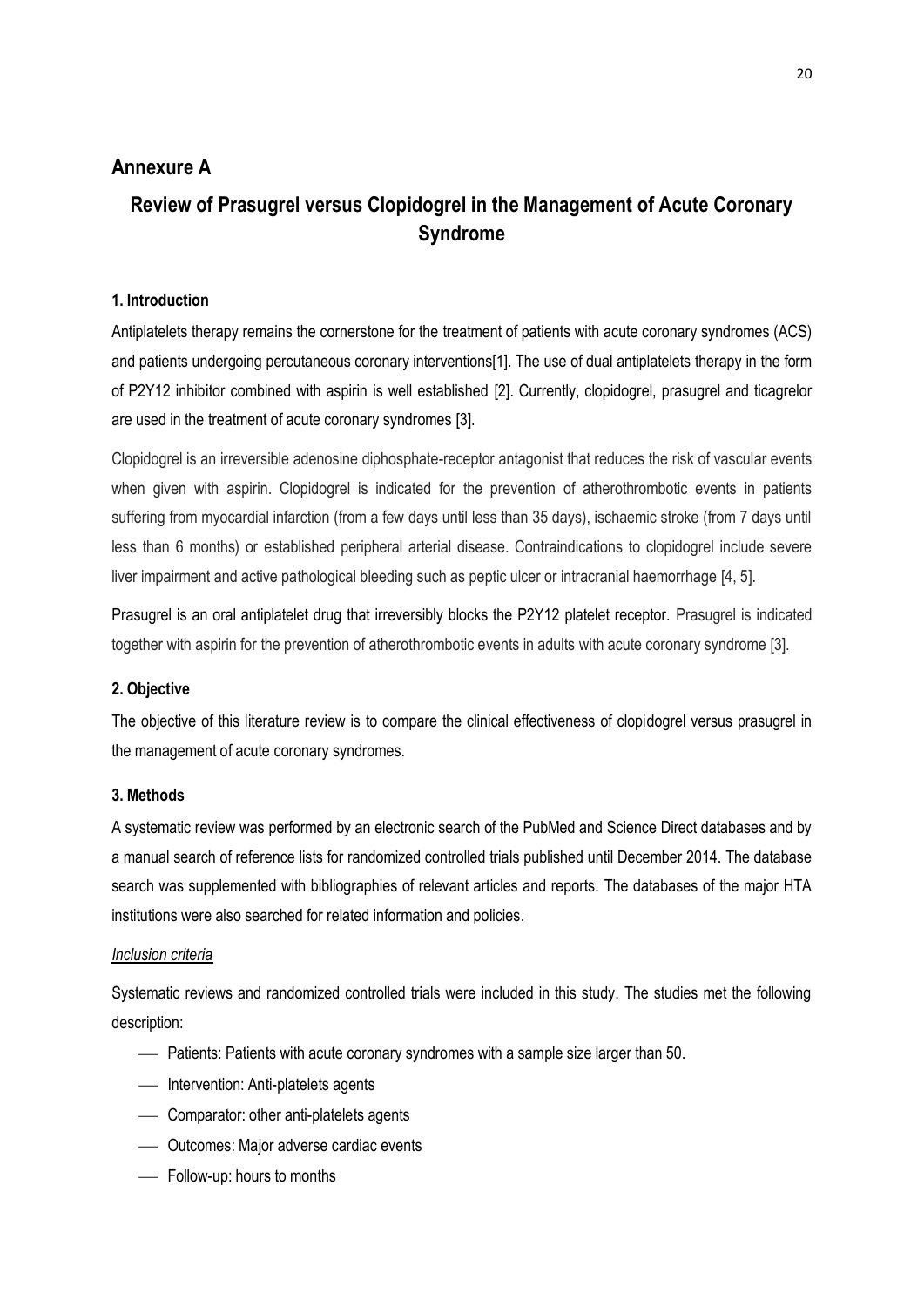## Annexure A

# Review of Prasugrel versus Clopidogrel in the Management of Acute Coronary Syndrome

### 1. Introduction

Antiplatelets therapy remains the cornerstone for the treatment of patients with acute coronary syndromes (ACS) and patients undergoing percutaneous coronary interventions[1]. The use of dual antiplatelets therapy in the form of P2Y12 inhibitor combined with aspirin is well established [2]. Currently, clopidogrel, prasugrel and ticagrelor are used in the treatment of acute coronary syndromes [3].

Clopidogrel is an irreversible adenosine diphosphate-receptor antagonist that reduces the risk of vascular events when given with aspirin. Clopidogrel is indicated for the prevention of atherothrombotic events in patients suffering from myocardial infarction (from a few days until less than 35 days), ischaemic stroke (from 7 days until less than 6 months) or established peripheral arterial disease. Contraindications to clopidogrel include severe liver impairment and active pathological bleeding such as peptic ulcer or intracranial haemorrhage [4, 5].

Prasugrel is an oral antiplatelet drug that irreversibly blocks the P2Y12 platelet receptor. Prasugrel is indicated together with aspirin for the prevention of atherothrombotic events in adults with acute coronary syndrome [3].

### 2. Objective

The objective of this literature review is to compare the clinical effectiveness of clopidogrel versus prasugrel in the management of acute coronary syndromes.

### 3. Methods

A systematic review was performed by an electronic search of the PubMed and Science Direct databases and by a manual search of reference lists for randomized controlled trials published until December 2014. The database search was supplemented with bibliographies of relevant articles and reports. The databases of the major HTA institutions were also searched for related information and policies.

*Inclusion criteria*

Systematic reviews and randomized controlled trials were included in this study. The studies met the following description:

- Patients: Patients with acute coronary syndromes with a sample size larger than 50.
- Intervention: Anti-platelets agents
- Comparator: other anti-platelets agents
- Outcomes: Major adverse cardiac events
- Follow-up: hours to months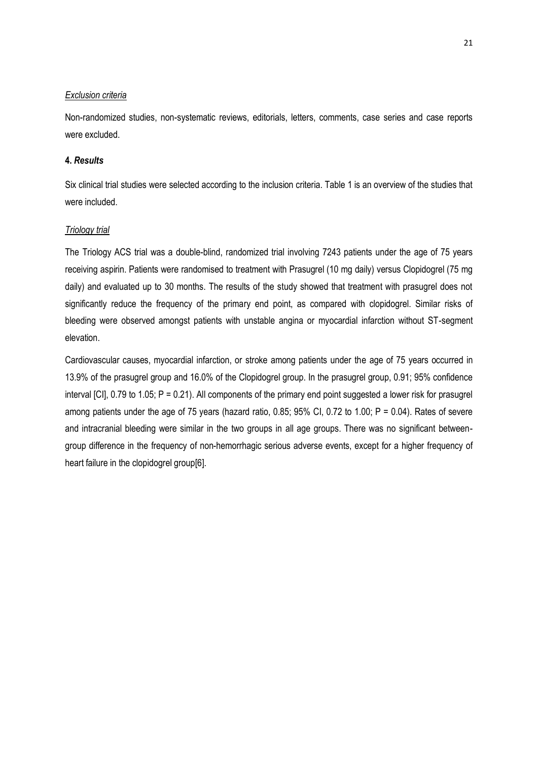*Exclusion criteria*

Non-randomized studies, non-systematic reviews, editorials, letters, comments, case series and case reports were excluded.

## 4. *Results*

Six clinical trial studies were selected according to the inclusion criteria. Table 1 is an overview of the studies that were included.

*Triology trial*

The Triology ACS trial was a double-blind, randomized trial involving 7243 patients under the age of 75 years receiving aspirin. Patients were randomised to treatment with Prasugrel (10 mg daily) versus Clopidogrel (75 mg daily) and evaluated up to 30 months. The results of the study showed that treatment with prasugrel does not significantly reduce the frequency of the primary end point, as compared with clopidogrel. Similar risks of bleeding were observed amongst patients with unstable angina or myocardial infarction without ST-segment elevation.

Cardiovascular causes, myocardial infarction, or stroke among patients under the age of 75 years occurred in 13.9% of the prasugrel group and 16.0% of the Clopidogrel group. In the prasugrel group, 0.91; 95% confidence interval [CI], 0.79 to 1.05; P = 0.21). All components of the primary end point suggested a lower risk for prasugrel among patients under the age of 75 years (hazard ratio, 0.85; 95% CI, 0.72 to 1.00; P = 0.04). Rates of severe and intracranial bleeding were similar in the two groups in all age groups. There was no significant between-group difference in the frequency of non-hemorrhagic serious adverse events, except for a higher frequency of heart failure in the clopidogrel group[6].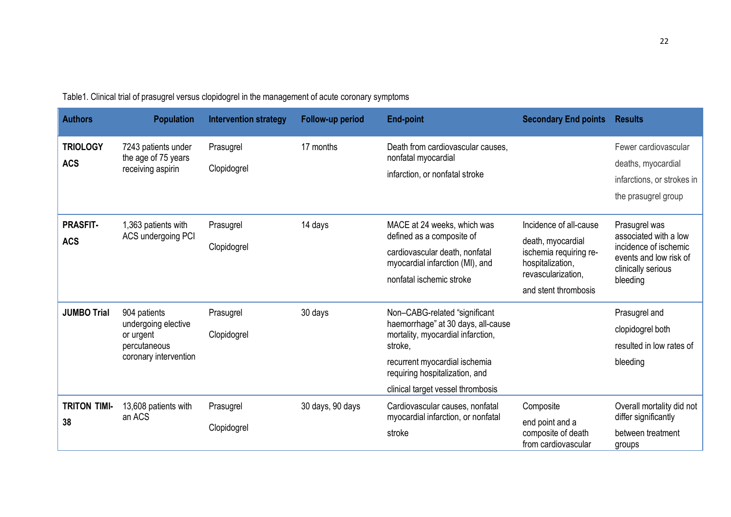Table1. Clinical trial of prasugrel versus clopidogrel in the management of acute coronary symptoms

| Authors | Population | Intervention strategy | Follow-up period | End-point | Secondary End points | Results |
|---|---|---|---|---|---|---|
| **TRIOLOGY ACS** | 7243 patients under the age of 75 years receiving aspirin | Prasugrel<br>Clopidogrel | 17 months | Death from cardiovascular causes, nonfatal myocardial infarction, or nonfatal stroke | | Fewer cardiovascular deaths, myocardial infarctions, or strokes in the prasugrel group |
| **PRASFIT-ACS** | 1,363 patients with ACS undergoing PCI | Prasugrel<br>Clopidogrel | 14 days | MACE at 24 weeks, which was defined as a composite of cardiovascular death, nonfatal myocardial infarction (MI), and nonfatal ischemic stroke | Incidence of all-cause death, myocardial ischemia requiring re-hospitalization, revascularization, and stent thrombosis | Prasugrel was associated with a low incidence of ischemic events and low risk of clinically serious bleeding |
| **JUMBO Trial** | 904 patients undergoing elective or urgent percutaneous coronary intervention | Prasugrel<br>Clopidogrel | 30 days | Non–CABG-related "significant haemorrhage" at 30 days, all-cause mortality, myocardial infarction, stroke, recurrent myocardial ischemia requiring hospitalization, and clinical target vessel thrombosis | | Prasugrel and clopidogrel both resulted in low rates of bleeding |
| **TRITON TIMI-38** | 13,608 patients with an ACS | Prasugrel<br>Clopidogrel | 30 days, 90 days | Cardiovascular causes, nonfatal myocardial infarction, or nonfatal stroke | Composite end point and a composite of death from cardiovascular | Overall mortality did not differ significantly between treatment groups |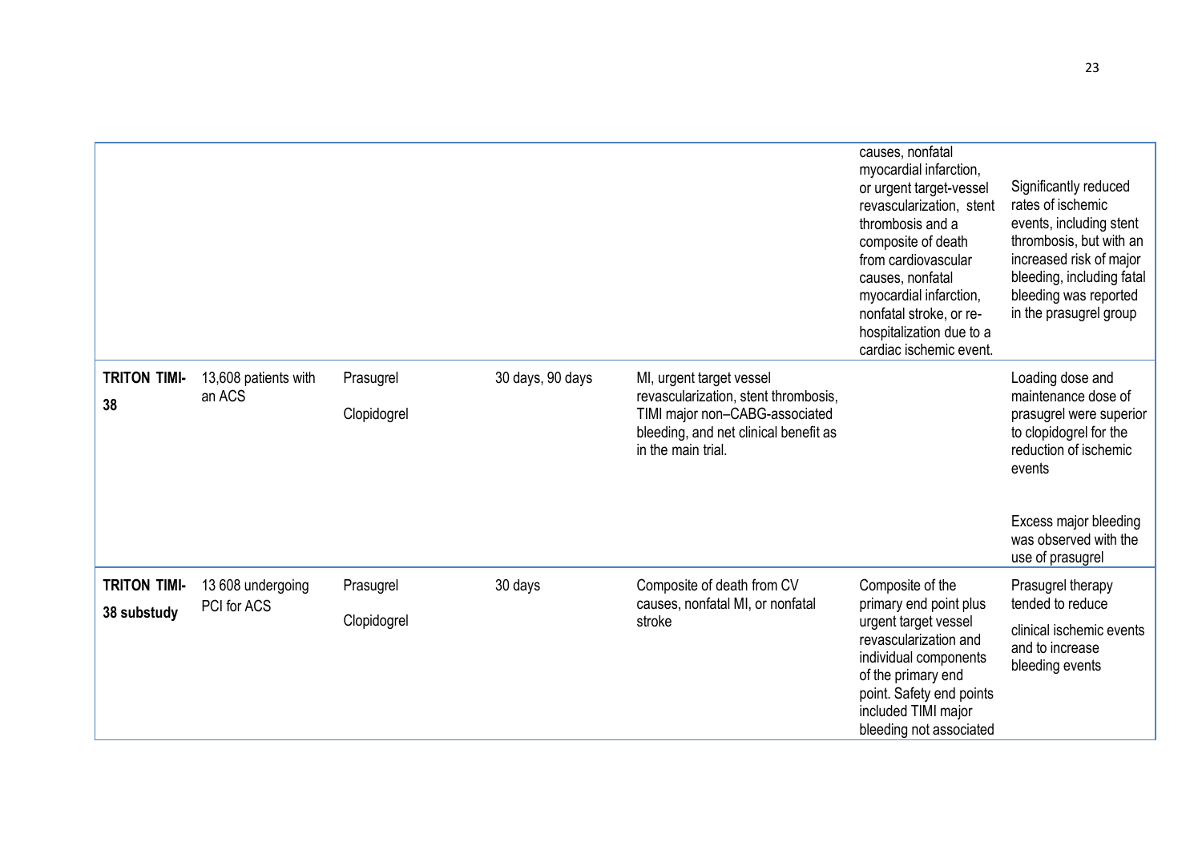| | | | | | | |
|---|---|---|---|---|---|---|
| | | | | | causes, nonfatal myocardial infarction, or urgent target-vessel revascularization, stent thrombosis and a composite of death from cardiovascular causes, nonfatal myocardial infarction, nonfatal stroke, or re-hospitalization due to a cardiac ischemic event. | Significantly reduced rates of ischemic events, including stent thrombosis, but with an increased risk of major bleeding, including fatal bleeding was reported in the prasugrel group |
| **TRITON TIMI-38** | 13,608 patients with an ACS | Prasugrel<br><br>Clopidogrel | 30 days, 90 days | MI, urgent target vessel revascularization, stent thrombosis, TIMI major non–CABG-associated bleeding, and net clinical benefit as in the main trial. | | Loading dose and maintenance dose of prasugrel were superior to clopidogrel for the reduction of ischemic events<br><br>Excess major bleeding was observed with the use of prasugrel |
| **TRITON TIMI-38 substudy** | 13 608 undergoing PCI for ACS | Prasugrel<br><br>Clopidogrel | 30 days | Composite of death from CV causes, nonfatal MI, or nonfatal stroke | Composite of the primary end point plus urgent target vessel revascularization and individual components of the primary end point. Safety end points included TIMI major bleeding not associated | Prasugrel therapy tended to reduce clinical ischemic events and to increase bleeding events |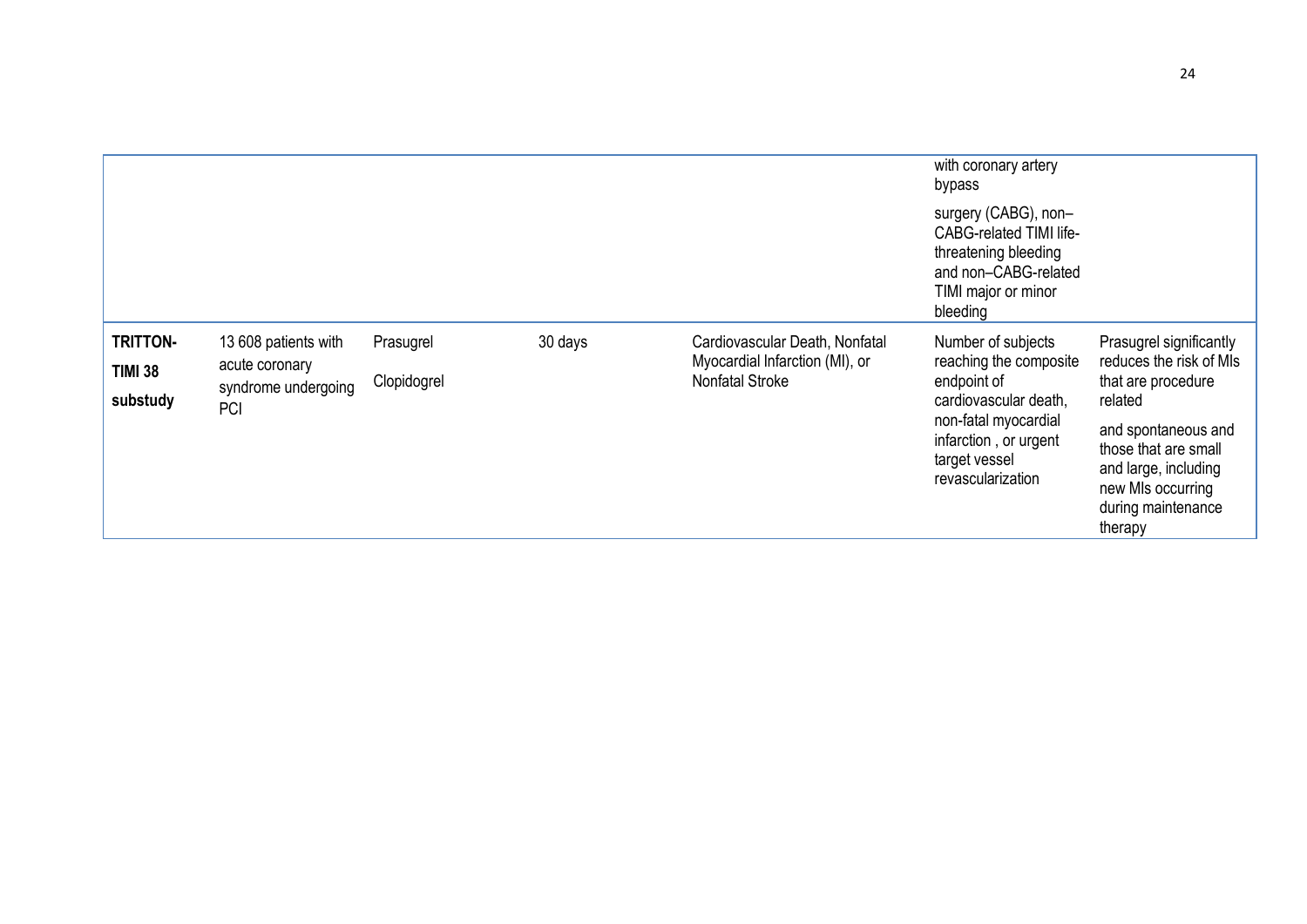| | | | | | | |
|---|---|---|---|---|---|---|
| | | | | | with coronary artery bypass surgery (CABG), non–CABG-related TIMI life-threatening bleeding and non–CABG-related TIMI major or minor bleeding | |
| **TRITTON-TIMI 38 substudy** | 13 608 patients with acute coronary syndrome undergoing PCI | Prasugrel Clopidogrel | 30 days | Cardiovascular Death, Nonfatal Myocardial Infarction (MI), or Nonfatal Stroke | Number of subjects reaching the composite endpoint of cardiovascular death, non-fatal myocardial infarction , or urgent target vessel revascularization | Prasugrel significantly reduces the risk of MIs that are procedure related and spontaneous and those that are small and large, including new MIs occurring during maintenance therapy |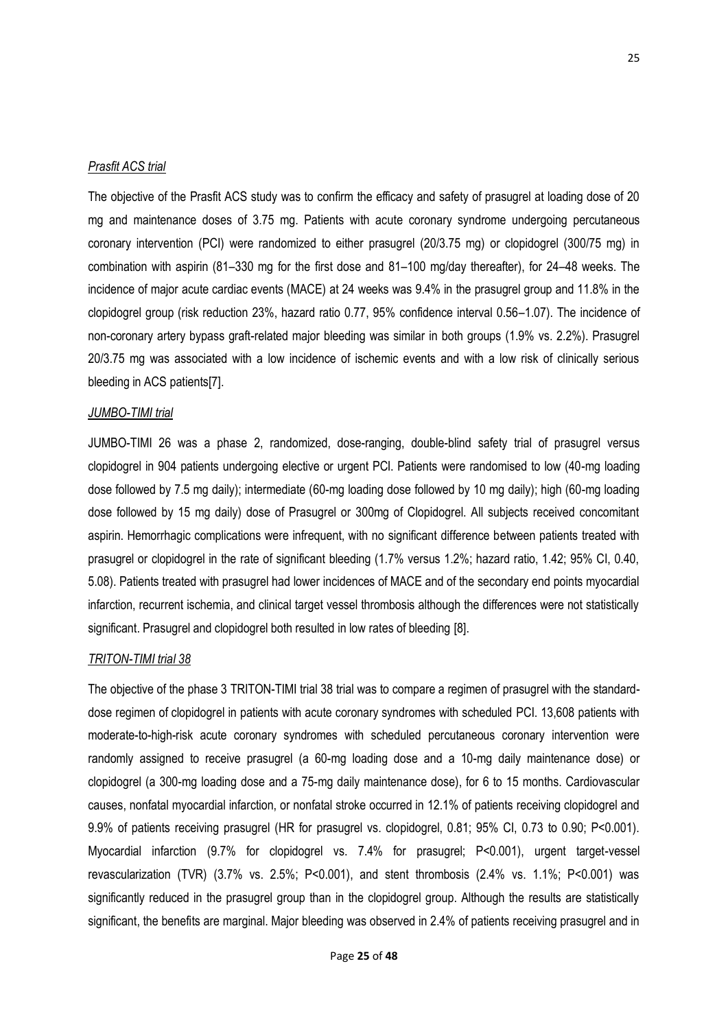*Prasfit ACS trial*

The objective of the Prasfit ACS study was to confirm the efficacy and safety of prasugrel at loading dose of 20 mg and maintenance doses of 3.75 mg. Patients with acute coronary syndrome undergoing percutaneous coronary intervention (PCI) were randomized to either prasugrel (20/3.75 mg) or clopidogrel (300/75 mg) in combination with aspirin (81–330 mg for the first dose and 81–100 mg/day thereafter), for 24–48 weeks. The incidence of major acute cardiac events (MACE) at 24 weeks was 9.4% in the prasugrel group and 11.8% in the clopidogrel group (risk reduction 23%, hazard ratio 0.77, 95% confidence interval 0.56–1.07). The incidence of non-coronary artery bypass graft-related major bleeding was similar in both groups (1.9% vs. 2.2%). Prasugrel 20/3.75 mg was associated with a low incidence of ischemic events and with a low risk of clinically serious bleeding in ACS patients[7].

*JUMBO-TIMI trial*

JUMBO-TIMI 26 was a phase 2, randomized, dose-ranging, double-blind safety trial of prasugrel versus clopidogrel in 904 patients undergoing elective or urgent PCI. Patients were randomised to low (40-mg loading dose followed by 7.5 mg daily); intermediate (60-mg loading dose followed by 10 mg daily); high (60-mg loading dose followed by 15 mg daily) dose of Prasugrel or 300mg of Clopidogrel. All subjects received concomitant aspirin. Hemorrhagic complications were infrequent, with no significant difference between patients treated with prasugrel or clopidogrel in the rate of significant bleeding (1.7% versus 1.2%; hazard ratio, 1.42; 95% CI, 0.40, 5.08). Patients treated with prasugrel had lower incidences of MACE and of the secondary end points myocardial infarction, recurrent ischemia, and clinical target vessel thrombosis although the differences were not statistically significant. Prasugrel and clopidogrel both resulted in low rates of bleeding [8].

*TRITON-TIMI trial 38*

The objective of the phase 3 TRITON-TIMI trial 38 trial was to compare a regimen of prasugrel with the standard-dose regimen of clopidogrel in patients with acute coronary syndromes with scheduled PCI. 13,608 patients with moderate-to-high-risk acute coronary syndromes with scheduled percutaneous coronary intervention were randomly assigned to receive prasugrel (a 60-mg loading dose and a 10-mg daily maintenance dose) or clopidogrel (a 300-mg loading dose and a 75-mg daily maintenance dose), for 6 to 15 months. Cardiovascular causes, nonfatal myocardial infarction, or nonfatal stroke occurred in 12.1% of patients receiving clopidogrel and 9.9% of patients receiving prasugrel (HR for prasugrel vs. clopidogrel, 0.81; 95% CI, 0.73 to 0.90; $P<0.001$). Myocardial infarction (9.7% for clopidogrel vs. 7.4% for prasugrel; $P<0.001$), urgent target-vessel revascularization (TVR) (3.7% vs. 2.5%; $P<0.001$), and stent thrombosis (2.4% vs. 1.1%; $P<0.001$) was significantly reduced in the prasugrel group than in the clopidogrel group. Although the results are statistically significant, the benefits are marginal. Major bleeding was observed in 2.4% of patients receiving prasugrel and in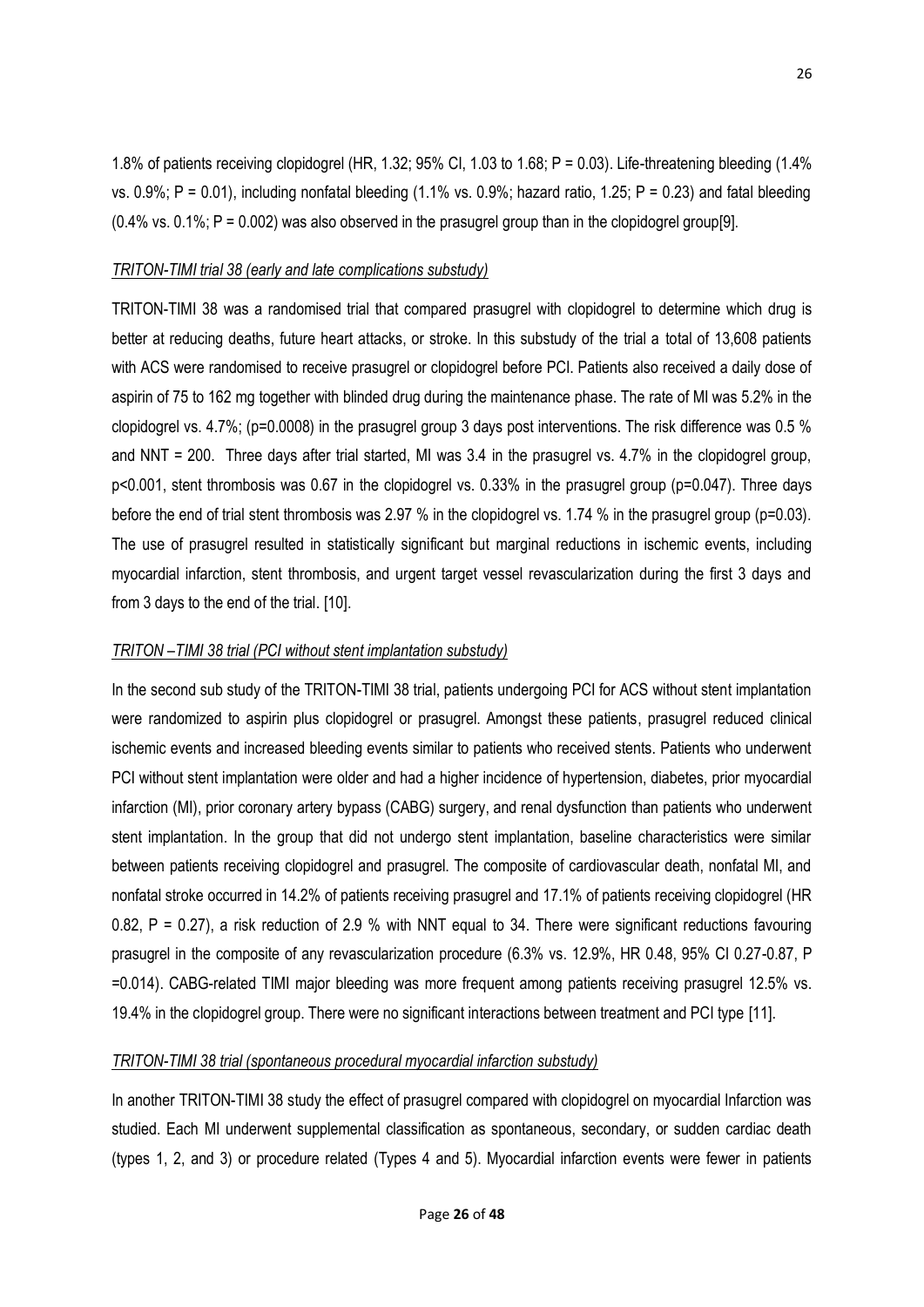1.8% of patients receiving clopidogrel (HR, 1.32; 95% CI, 1.03 to 1.68; P = 0.03). Life-threatening bleeding (1.4% vs. 0.9%; P = 0.01), including nonfatal bleeding (1.1% vs. 0.9%; hazard ratio, 1.25; P = 0.23) and fatal bleeding (0.4% vs. 0.1%; P = 0.002) was also observed in the prasugrel group than in the clopidogrel group[9].

*TRITON-TIMI trial 38 (early and late complications substudy)*

TRITON-TIMI 38 was a randomised trial that compared prasugrel with clopidogrel to determine which drug is better at reducing deaths, future heart attacks, or stroke. In this substudy of the trial a total of 13,608 patients with ACS were randomised to receive prasugrel or clopidogrel before PCI. Patients also received a daily dose of aspirin of 75 to 162 mg together with blinded drug during the maintenance phase. The rate of MI was 5.2% in the clopidogrel vs. 4.7%; (p=0.0008) in the prasugrel group 3 days post interventions. The risk difference was 0.5 % and NNT = 200. Three days after trial started, MI was 3.4 in the prasugrel vs. 4.7% in the clopidogrel group, p<0.001, stent thrombosis was 0.67 in the clopidogrel vs. 0.33% in the prasugrel group (p=0.047). Three days before the end of trial stent thrombosis was 2.97 % in the clopidogrel vs. 1.74 % in the prasugrel group (p=0.03). The use of prasugrel resulted in statistically significant but marginal reductions in ischemic events, including myocardial infarction, stent thrombosis, and urgent target vessel revascularization during the first 3 days and from 3 days to the end of the trial. [10].

*TRITON –TIMI 38 trial (PCI without stent implantation substudy)*

In the second sub study of the TRITON-TIMI 38 trial, patients undergoing PCI for ACS without stent implantation were randomized to aspirin plus clopidogrel or prasugrel. Amongst these patients, prasugrel reduced clinical ischemic events and increased bleeding events similar to patients who received stents. Patients who underwent PCI without stent implantation were older and had a higher incidence of hypertension, diabetes, prior myocardial infarction (MI), prior coronary artery bypass (CABG) surgery, and renal dysfunction than patients who underwent stent implantation. In the group that did not undergo stent implantation, baseline characteristics were similar between patients receiving clopidogrel and prasugrel. The composite of cardiovascular death, nonfatal MI, and nonfatal stroke occurred in 14.2% of patients receiving prasugrel and 17.1% of patients receiving clopidogrel (HR 0.82, P = 0.27), a risk reduction of 2.9 % with NNT equal to 34. There were significant reductions favouring prasugrel in the composite of any revascularization procedure (6.3% vs. 12.9%, HR 0.48, 95% CI 0.27-0.87, P =0.014). CABG-related TIMI major bleeding was more frequent among patients receiving prasugrel 12.5% vs. 19.4% in the clopidogrel group. There were no significant interactions between treatment and PCI type [11].

*TRITON-TIMI 38 trial (spontaneous procedural myocardial infarction substudy)*

In another TRITON-TIMI 38 study the effect of prasugrel compared with clopidogrel on myocardial Infarction was studied. Each MI underwent supplemental classification as spontaneous, secondary, or sudden cardiac death (types 1, 2, and 3) or procedure related (Types 4 and 5). Myocardial infarction events were fewer in patients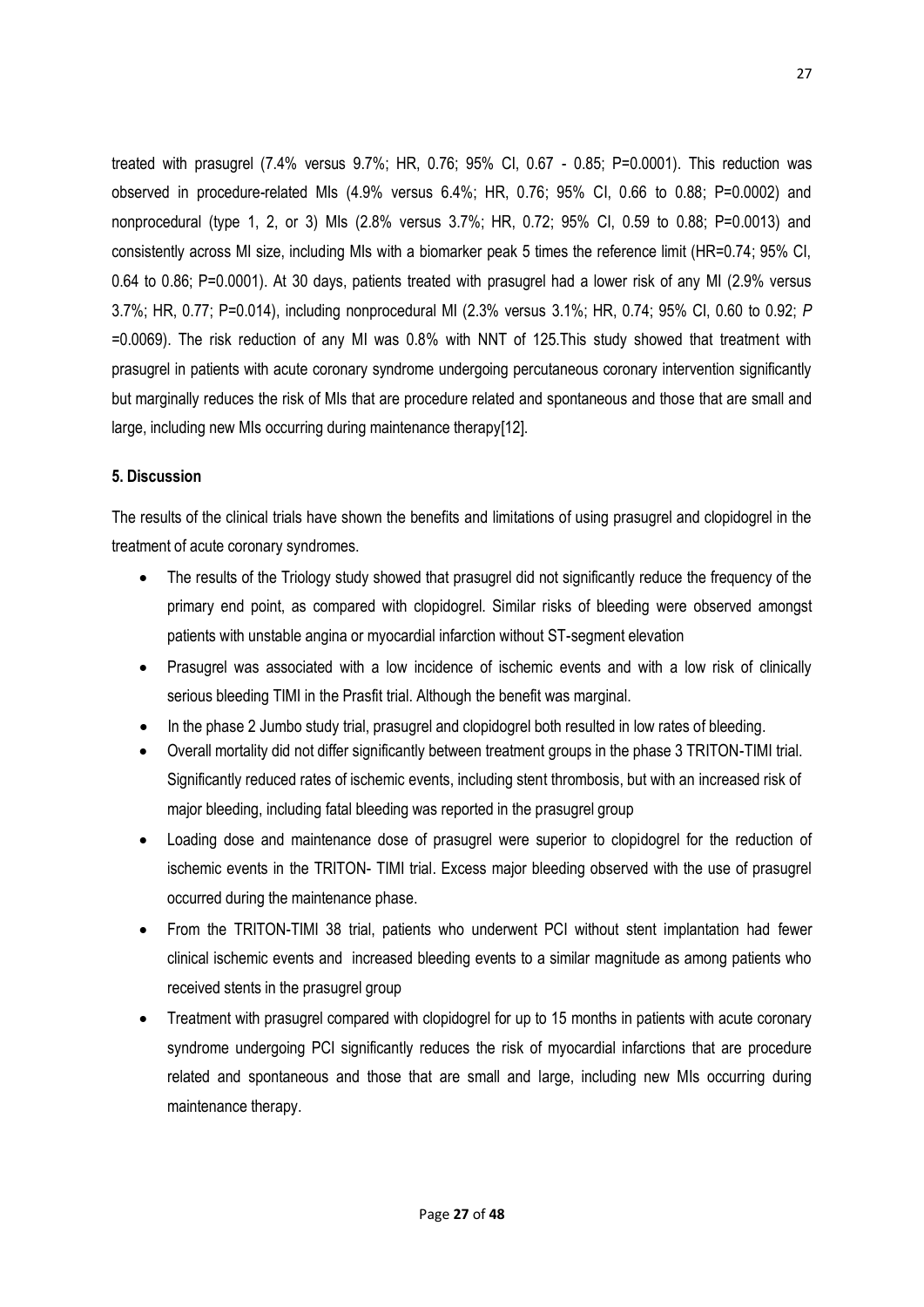treated with prasugrel (7.4% versus 9.7%; HR, 0.76; 95% CI, 0.67 - 0.85; P=0.0001). This reduction was observed in procedure-related MIs (4.9% versus 6.4%; HR, 0.76; 95% CI, 0.66 to 0.88; P=0.0002) and nonprocedural (type 1, 2, or 3) MIs (2.8% versus 3.7%; HR, 0.72; 95% CI, 0.59 to 0.88; P=0.0013) and consistently across MI size, including MIs with a biomarker peak 5 times the reference limit (HR=0.74; 95% CI, 0.64 to 0.86; P=0.0001). At 30 days, patients treated with prasugrel had a lower risk of any MI (2.9% versus 3.7%; HR, 0.77; P=0.014), including nonprocedural MI (2.3% versus 3.1%; HR, 0.74; 95% CI, 0.60 to 0.92; *P* =0.0069). The risk reduction of any MI was 0.8% with NNT of 125.This study showed that treatment with prasugrel in patients with acute coronary syndrome undergoing percutaneous coronary intervention significantly but marginally reduces the risk of MIs that are procedure related and spontaneous and those that are small and large, including new MIs occurring during maintenance therapy[12].

### 5. Discussion

The results of the clinical trials have shown the benefits and limitations of using prasugrel and clopidogrel in the treatment of acute coronary syndromes.

- The results of the Triology study showed that prasugrel did not significantly reduce the frequency of the primary end point, as compared with clopidogrel. Similar risks of bleeding were observed amongst patients with unstable angina or myocardial infarction without ST-segment elevation
- Prasugrel was associated with a low incidence of ischemic events and with a low risk of clinically serious bleeding TIMI in the Prasfit trial. Although the benefit was marginal.
- In the phase 2 Jumbo study trial, prasugrel and clopidogrel both resulted in low rates of bleeding.
- Overall mortality did not differ significantly between treatment groups in the phase 3 TRITON-TIMI trial. Significantly reduced rates of ischemic events, including stent thrombosis, but with an increased risk of major bleeding, including fatal bleeding was reported in the prasugrel group
- Loading dose and maintenance dose of prasugrel were superior to clopidogrel for the reduction of ischemic events in the TRITON- TIMI trial. Excess major bleeding observed with the use of prasugrel occurred during the maintenance phase.
- From the TRITON-TIMI 38 trial, patients who underwent PCI without stent implantation had fewer clinical ischemic events and increased bleeding events to a similar magnitude as among patients who received stents in the prasugrel group
- Treatment with prasugrel compared with clopidogrel for up to 15 months in patients with acute coronary syndrome undergoing PCI significantly reduces the risk of myocardial infarctions that are procedure related and spontaneous and those that are small and large, including new MIs occurring during maintenance therapy.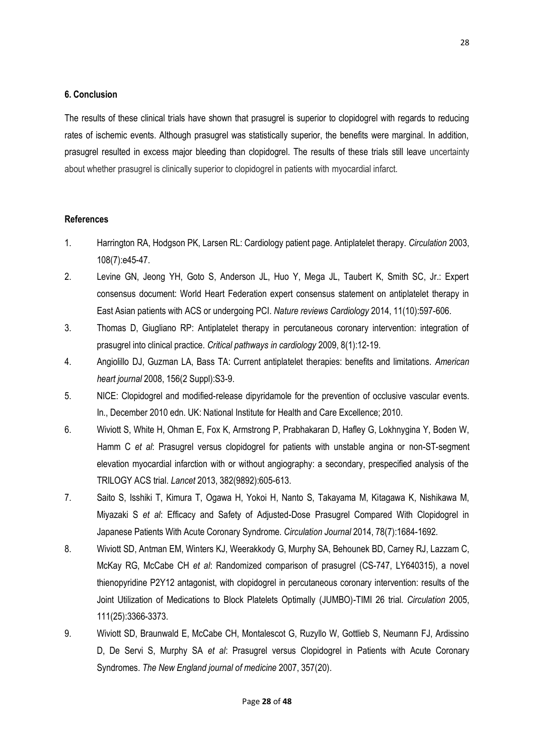## 6. Conclusion

The results of these clinical trials have shown that prasugrel is superior to clopidogrel with regards to reducing rates of ischemic events. Although prasugrel was statistically superior, the benefits were marginal. In addition, prasugrel resulted in excess major bleeding than clopidogrel. The results of these trials still leave uncertainty about whether prasugrel is clinically superior to clopidogrel in patients with myocardial infarct.

## References

1. Harrington RA, Hodgson PK, Larsen RL: Cardiology patient page. Antiplatelet therapy. *Circulation* 2003, 108(7):e45-47.
2. Levine GN, Jeong YH, Goto S, Anderson JL, Huo Y, Mega JL, Taubert K, Smith SC, Jr.: Expert consensus document: World Heart Federation expert consensus statement on antiplatelet therapy in East Asian patients with ACS or undergoing PCI. *Nature reviews Cardiology* 2014, 11(10):597-606.
3. Thomas D, Giugliano RP: Antiplatelet therapy in percutaneous coronary intervention: integration of prasugrel into clinical practice. *Critical pathways in cardiology* 2009, 8(1):12-19.
4. Angiolillo DJ, Guzman LA, Bass TA: Current antiplatelet therapies: benefits and limitations. *American heart journal* 2008, 156(2 Suppl):S3-9.
5. NICE: Clopidogrel and modified-release dipyridamole for the prevention of occlusive vascular events. In., December 2010 edn. UK: National Institute for Health and Care Excellence; 2010.
6. Wiviott S, White H, Ohman E, Fox K, Armstrong P, Prabhakaran D, Hafley G, Lokhnygina Y, Boden W, Hamm C *et al*: Prasugrel versus clopidogrel for patients with unstable angina or non-ST-segment elevation myocardial infarction with or without angiography: a secondary, prespecified analysis of the TRILOGY ACS trial. *Lancet* 2013, 382(9892):605-613.
7. Saito S, Isshiki T, Kimura T, Ogawa H, Yokoi H, Nanto S, Takayama M, Kitagawa K, Nishikawa M, Miyazaki S *et al*: Efficacy and Safety of Adjusted-Dose Prasugrel Compared With Clopidogrel in Japanese Patients With Acute Coronary Syndrome. *Circulation Journal* 2014, 78(7):1684-1692.
8. Wiviott SD, Antman EM, Winters KJ, Weerakkody G, Murphy SA, Behounek BD, Carney RJ, Lazzam C, McKay RG, McCabe CH *et al*: Randomized comparison of prasugrel (CS-747, LY640315), a novel thienopyridine P2Y12 antagonist, with clopidogrel in percutaneous coronary intervention: results of the Joint Utilization of Medications to Block Platelets Optimally (JUMBO)-TIMI 26 trial. *Circulation* 2005, 111(25):3366-3373.
9. Wiviott SD, Braunwald E, McCabe CH, Montalescot G, Ruzyllo W, Gottlieb S, Neumann FJ, Ardissino D, De Servi S, Murphy SA *et al*: Prasugrel versus Clopidogrel in Patients with Acute Coronary Syndromes. *The New England journal of medicine* 2007, 357(20).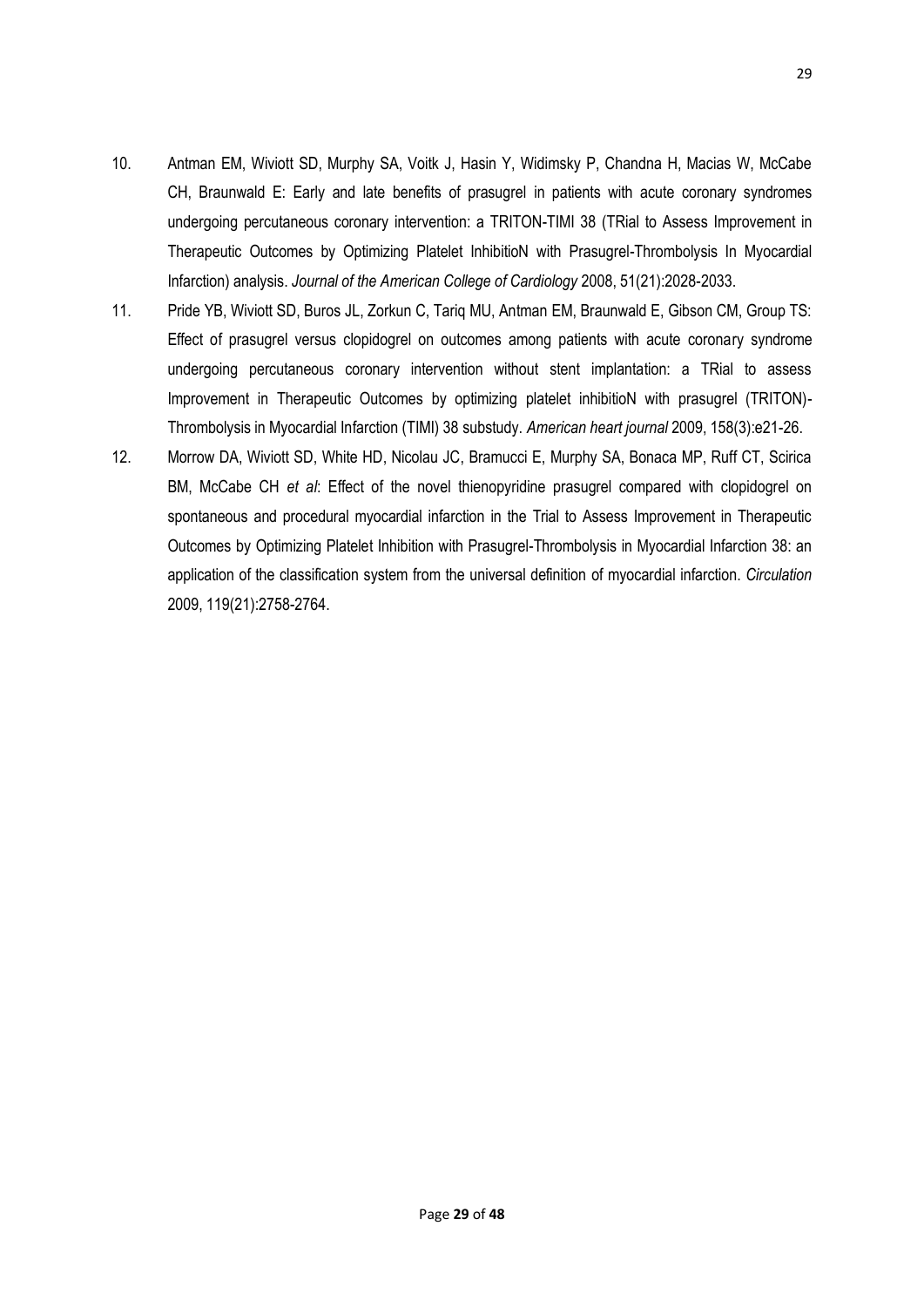10. Antman EM, Wiviott SD, Murphy SA, Voitk J, Hasin Y, Widimsky P, Chandna H, Macias W, McCabe CH, Braunwald E: Early and late benefits of prasugrel in patients with acute coronary syndromes undergoing percutaneous coronary intervention: a TRITON-TIMI 38 (TRial to Assess Improvement in Therapeutic Outcomes by Optimizing Platelet InhibitioN with Prasugrel-Thrombolysis In Myocardial Infarction) analysis. *Journal of the American College of Cardiology* 2008, 51(21):2028-2033.
11. Pride YB, Wiviott SD, Buros JL, Zorkun C, Tariq MU, Antman EM, Braunwald E, Gibson CM, Group TS: Effect of prasugrel versus clopidogrel on outcomes among patients with acute coronary syndrome undergoing percutaneous coronary intervention without stent implantation: a TRial to assess Improvement in Therapeutic Outcomes by optimizing platelet inhibitioN with prasugrel (TRITON)-Thrombolysis in Myocardial Infarction (TIMI) 38 substudy. *American heart journal* 2009, 158(3):e21-26.
12. Morrow DA, Wiviott SD, White HD, Nicolau JC, Bramucci E, Murphy SA, Bonaca MP, Ruff CT, Scirica BM, McCabe CH *et al*: Effect of the novel thienopyridine prasugrel compared with clopidogrel on spontaneous and procedural myocardial infarction in the Trial to Assess Improvement in Therapeutic Outcomes by Optimizing Platelet Inhibition with Prasugrel-Thrombolysis in Myocardial Infarction 38: an application of the classification system from the universal definition of myocardial infarction. *Circulation* 2009, 119(21):2758-2764.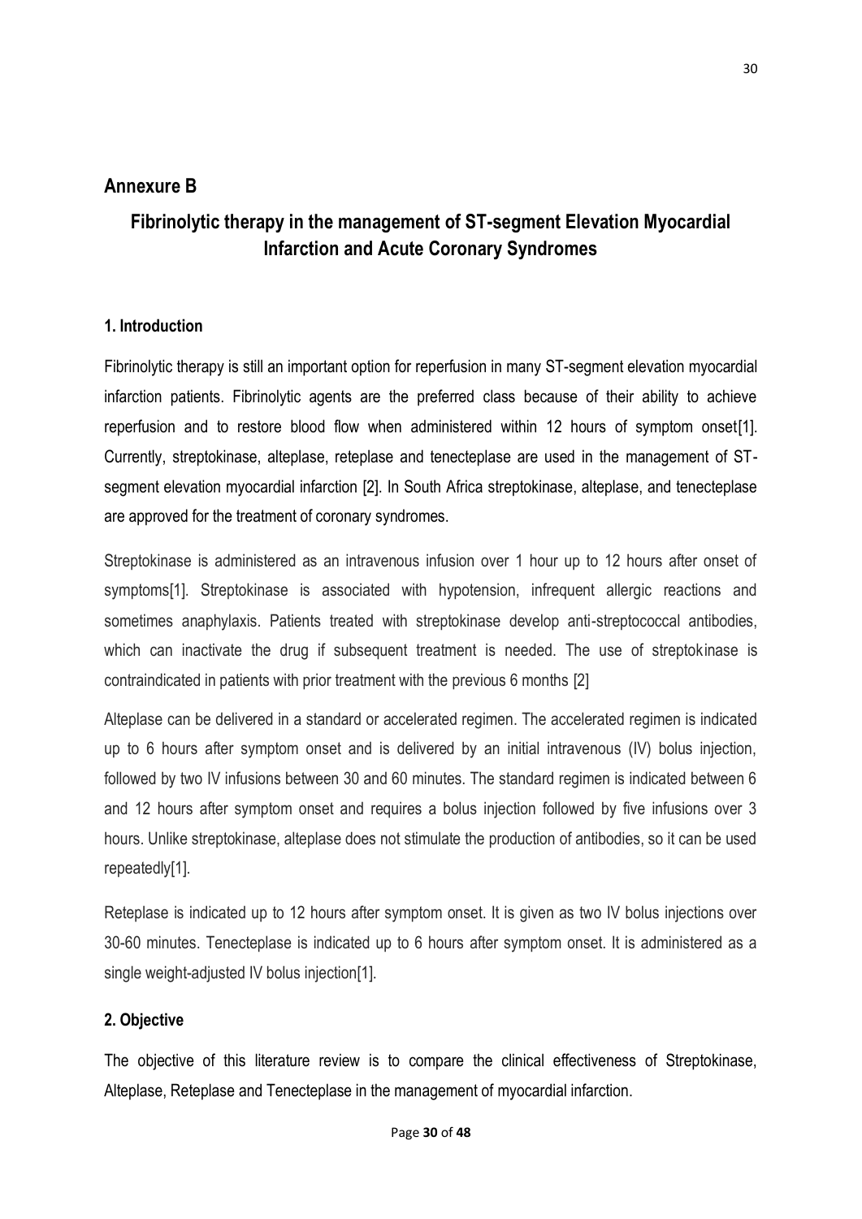## Annexure B

# Fibrinolytic therapy in the management of ST-segment Elevation Myocardial Infarction and Acute Coronary Syndromes

### 1. Introduction

Fibrinolytic therapy is still an important option for reperfusion in many ST-segment elevation myocardial infarction patients. Fibrinolytic agents are the preferred class because of their ability to achieve reperfusion and to restore blood flow when administered within 12 hours of symptom onset[1]. Currently, streptokinase, alteplase, reteplase and tenecteplase are used in the management of ST-segment elevation myocardial infarction [2]. In South Africa streptokinase, alteplase, and tenecteplase are approved for the treatment of coronary syndromes.

Streptokinase is administered as an intravenous infusion over 1 hour up to 12 hours after onset of symptoms[1]. Streptokinase is associated with hypotension, infrequent allergic reactions and sometimes anaphylaxis. Patients treated with streptokinase develop anti-streptococcal antibodies, which can inactivate the drug if subsequent treatment is needed. The use of streptokinase is contraindicated in patients with prior treatment with the previous 6 months [2]

Alteplase can be delivered in a standard or accelerated regimen. The accelerated regimen is indicated up to 6 hours after symptom onset and is delivered by an initial intravenous (IV) bolus injection, followed by two IV infusions between 30 and 60 minutes. The standard regimen is indicated between 6 and 12 hours after symptom onset and requires a bolus injection followed by five infusions over 3 hours. Unlike streptokinase, alteplase does not stimulate the production of antibodies, so it can be used repeatedly[1].

Reteplase is indicated up to 12 hours after symptom onset. It is given as two IV bolus injections over 30-60 minutes. Tenecteplase is indicated up to 6 hours after symptom onset. It is administered as a single weight-adjusted IV bolus injection[1].

### 2. Objective

The objective of this literature review is to compare the clinical effectiveness of Streptokinase, Alteplase, Reteplase and Tenecteplase in the management of myocardial infarction.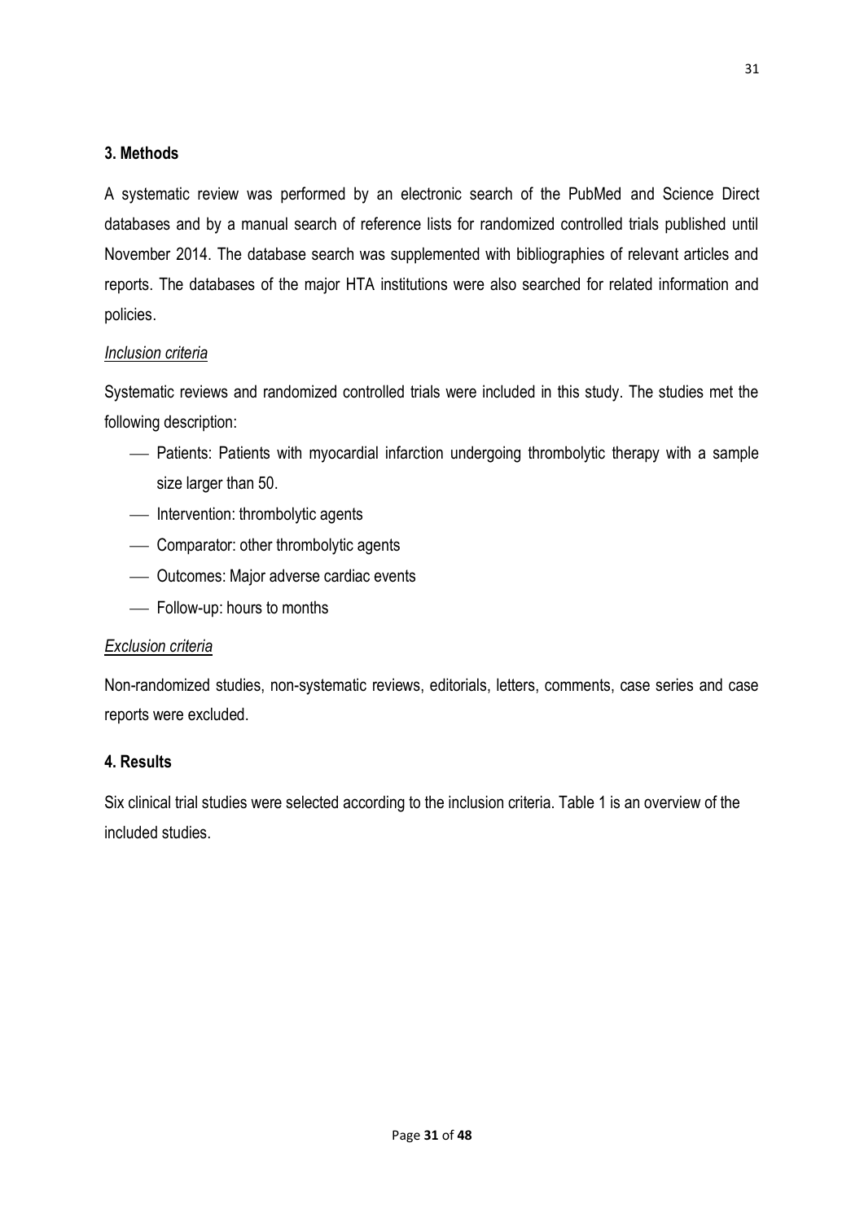## 3. Methods

A systematic review was performed by an electronic search of the PubMed and Science Direct databases and by a manual search of reference lists for randomized controlled trials published until November 2014. The database search was supplemented with bibliographies of relevant articles and reports. The databases of the major HTA institutions were also searched for related information and policies.

*Inclusion criteria*

Systematic reviews and randomized controlled trials were included in this study. The studies met the following description:

- Patients: Patients with myocardial infarction undergoing thrombolytic therapy with a sample size larger than 50.
- Intervention: thrombolytic agents
- Comparator: other thrombolytic agents
- Outcomes: Major adverse cardiac events
- Follow-up: hours to months

*Exclusion criteria*

Non-randomized studies, non-systematic reviews, editorials, letters, comments, case series and case reports were excluded.

## 4. Results

Six clinical trial studies were selected according to the inclusion criteria. Table 1 is an overview of the included studies.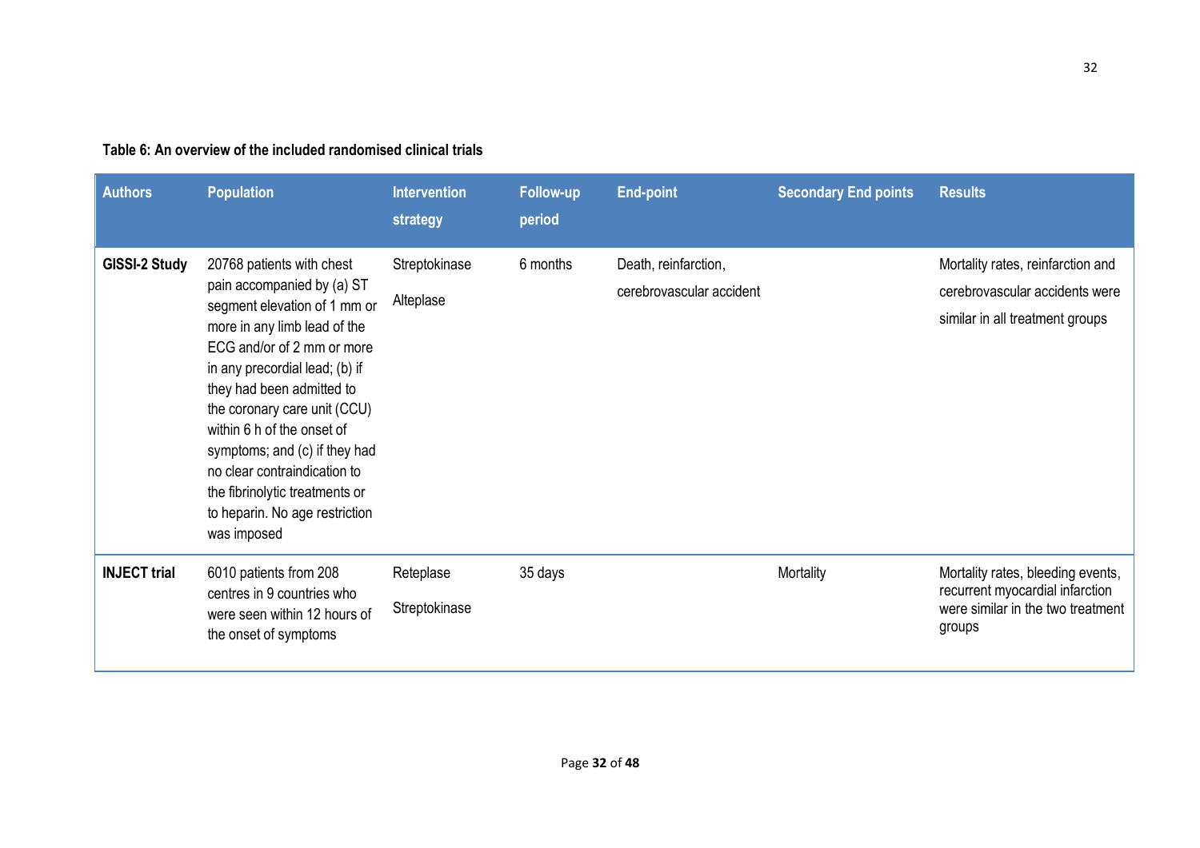**Table 6: An overview of the included randomised clinical trials**

| Authors | Population | Intervention strategy | Follow-up period | End-point | Secondary End points | Results |
|---|---|---|---|---|---|---|
| **GISSI-2 Study** | 20768 patients with chest pain accompanied by (a) ST segment elevation of 1 mm or more in any limb lead of the ECG and/or of 2 mm or more in any precordial lead; (b) if they had been admitted to the coronary care unit (CCU) within 6 h of the onset of symptoms; and (c) if they had no clear contraindication to the fibrinolytic treatments or to heparin. No age restriction was imposed | Streptokinase<br>Alteplase | 6 months | Death, reinfarction, cerebrovascular accident | | Mortality rates, reinfarction and cerebrovascular accidents were similar in all treatment groups |
| **INJECT trial** | 6010 patients from 208 centres in 9 countries who were seen within 12 hours of the onset of symptoms | Reteplase<br>Streptokinase | 35 days | | Mortality | Mortality rates, bleeding events, recurrent myocardial infarction were similar in the two treatment groups |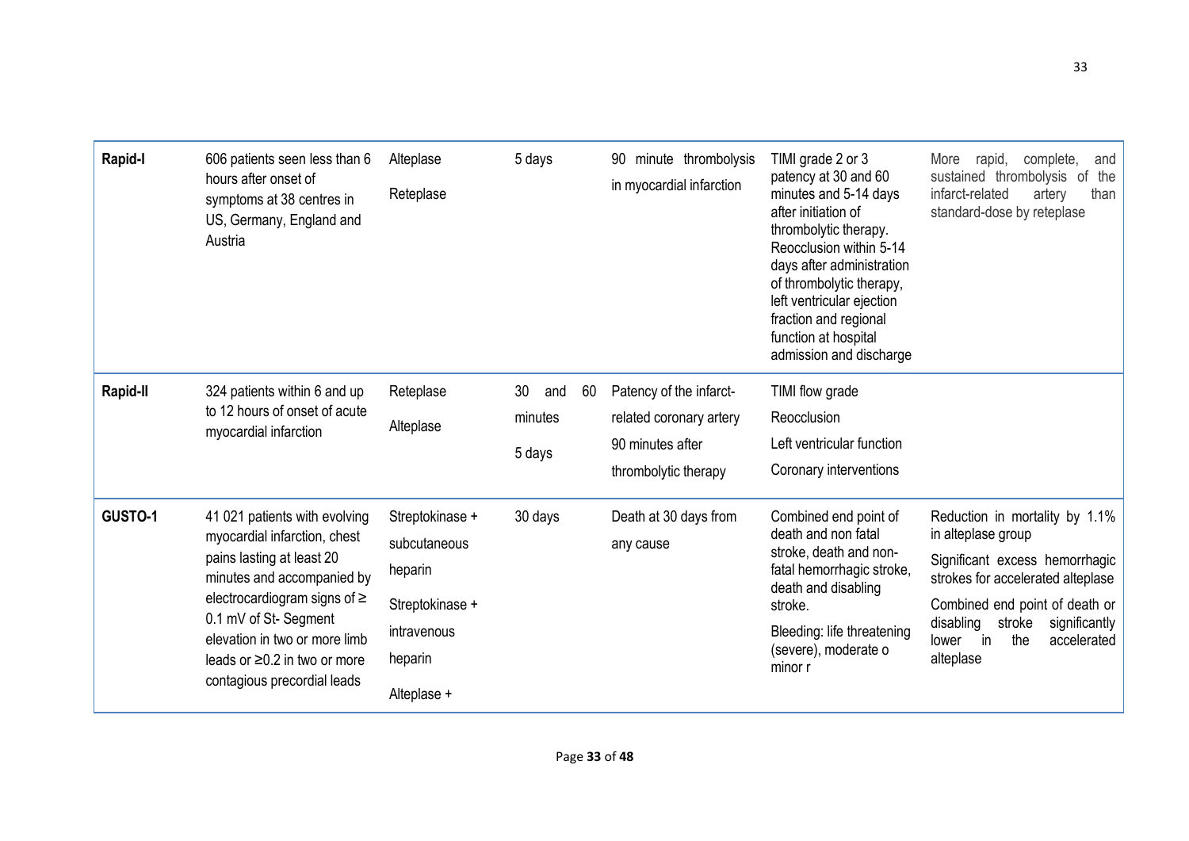| Rapid-I | 606 patients seen less than 6 hours after onset of symptoms at 38 centres in US, Germany, England and Austria | Alteplase<br>Reteplase | 5 days | 90 minute thrombolysis in myocardial infarction | TIMI grade 2 or 3 patency at 30 and 60 minutes and 5-14 days after initiation of thrombolytic therapy. Reocclusion within 5-14 days after administration of thrombolytic therapy, left ventricular ejection fraction and regional function at hospital admission and discharge | More rapid, complete, and sustained thrombolysis of the infarct-related artery than standard-dose by reteplase |
|---|---|---|---|---|---|---|
| **Rapid-II** | 324 patients within 6 and up to 12 hours of onset of acute myocardial infarction | Reteplase<br>Alteplase | 30 and 60 minutes<br>5 days | Patency of the infarct-related coronary artery 90 minutes after thrombolytic therapy | TIMI flow grade<br>Reocclusion<br>Left ventricular function<br>Coronary interventions | |
| **GUSTO-1** | 41 021 patients with evolving myocardial infarction, chest pains lasting at least 20 minutes and accompanied by electrocardiogram signs of ≥ 0.1 mV of St- Segment elevation in two or more limb leads or ≥0.2 in two or more contagious precordial leads | Streptokinase + subcutaneous heparin<br>Streptokinase + intravenous heparin<br>Alteplase + | 30 days | Death at 30 days from any cause | Combined end point of death and non fatal stroke, death and non-fatal hemorrhagic stroke, death and disabling stroke.<br>Bleeding: life threatening (severe), moderate o minor r | Reduction in mortality by 1.1% in alteplase group<br>Significant excess hemorrhagic strokes for accelerated alteplase<br>Combined end point of death or disabling stroke significantly lower in the accelerated alteplase |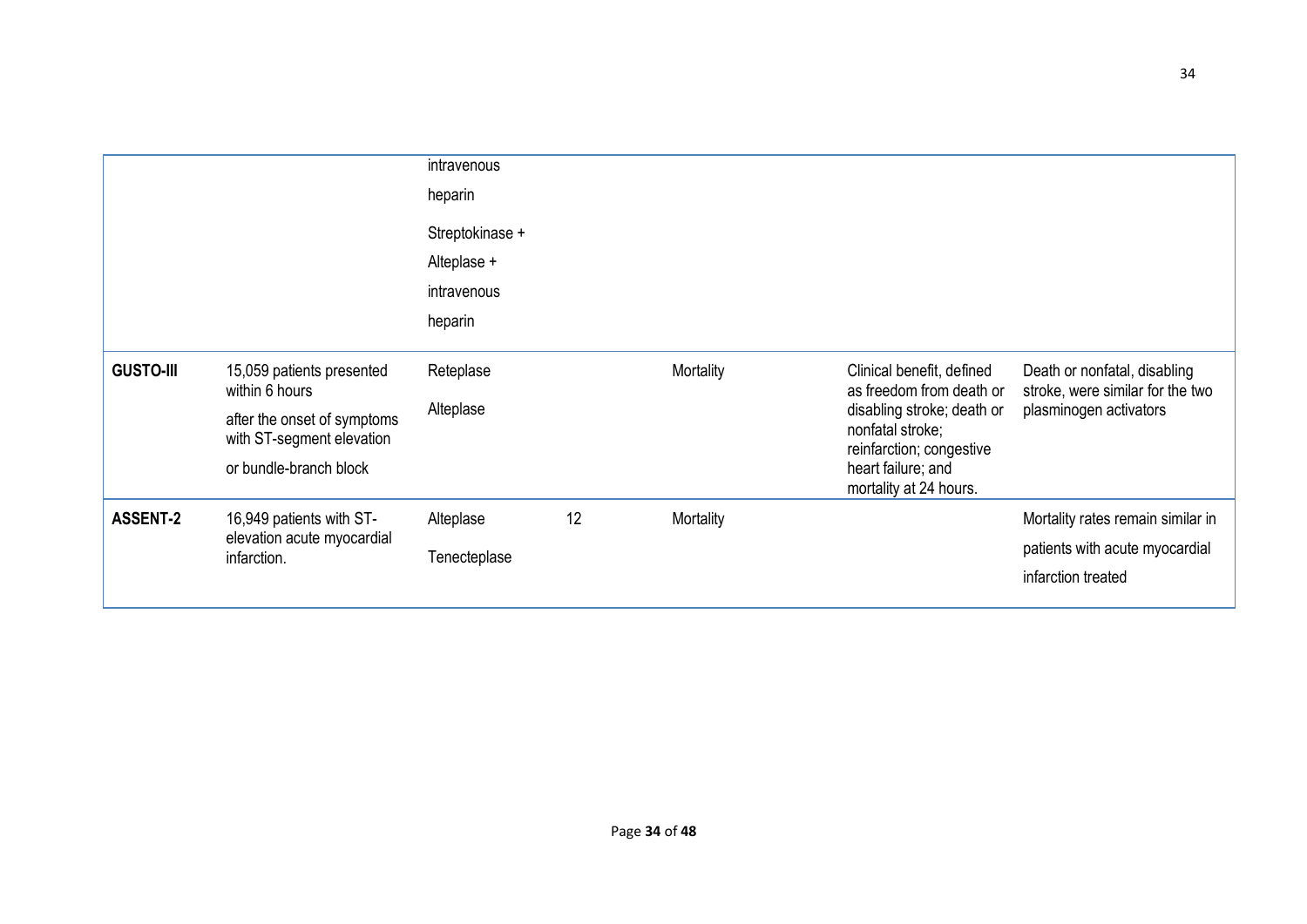|  |  |  |  |  |  |  |
|---|---|---|---|---|---|---|
|  |  | intravenous heparin<br><br>Streptokinase + Alteplase + intravenous heparin |  |  |  |  |
| **GUSTO-III** | 15,059 patients presented within 6 hours after the onset of symptoms with ST-segment elevation or bundle-branch block | Reteplase<br><br>Alteplase |  | Mortality | Clinical benefit, defined as freedom from death or disabling stroke; death or nonfatal stroke; reinfarction; congestive heart failure; and mortality at 24 hours. | Death or nonfatal, disabling stroke, were similar for the two plasminogen activators |
| **ASSENT-2** | 16,949 patients with ST-elevation acute myocardial infarction. | Alteplase<br><br>Tenecteplase | 12 | Mortality |  | Mortality rates remain similar in patients with acute myocardial infarction treated |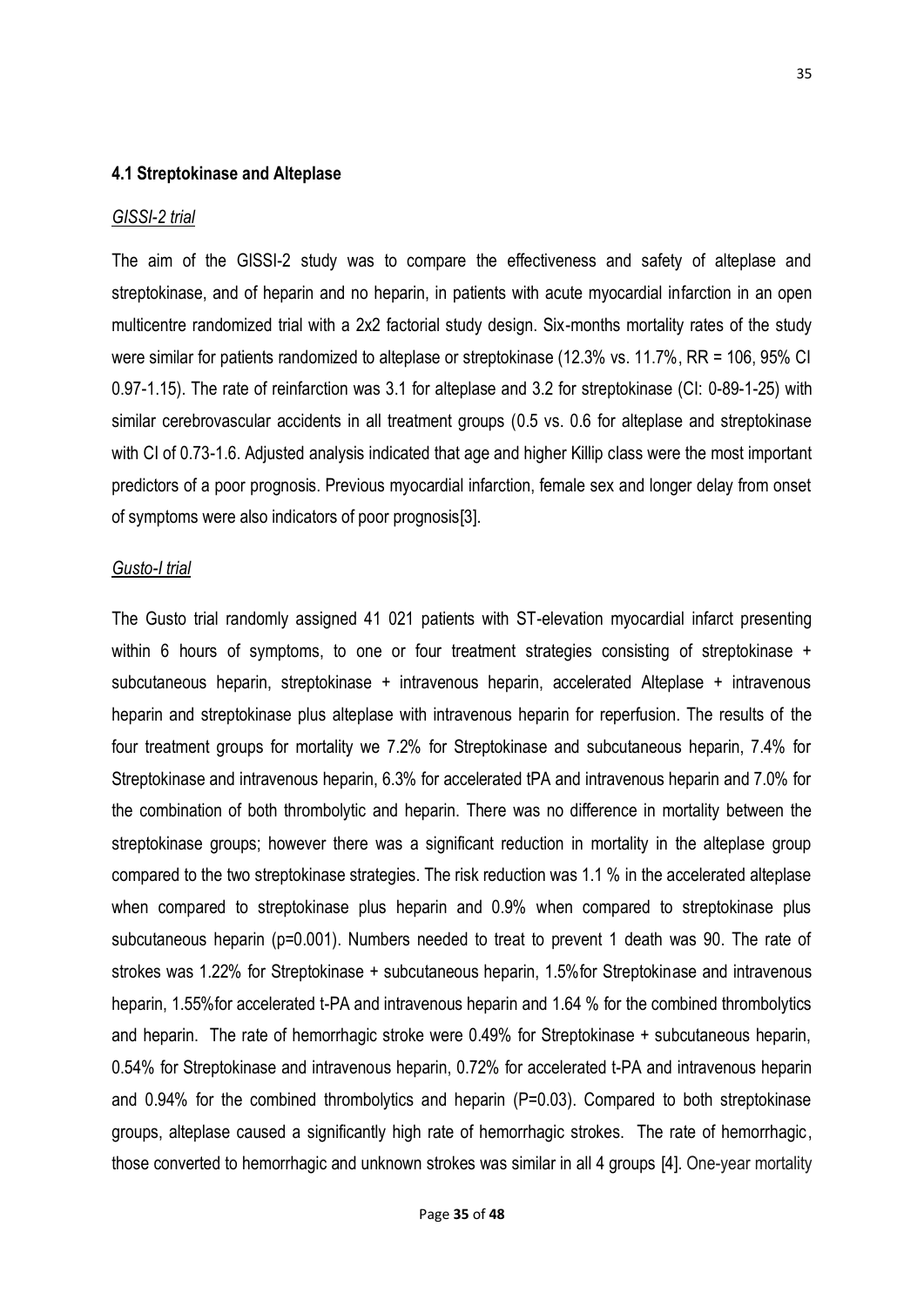### 4.1 Streptokinase and Alteplase

*GISSI-2 trial*

The aim of the GISSI-2 study was to compare the effectiveness and safety of alteplase and streptokinase, and of heparin and no heparin, in patients with acute myocardial infarction in an open multicentre randomized trial with a 2x2 factorial study design. Six-months mortality rates of the study were similar for patients randomized to alteplase or streptokinase (12.3% vs. 11.7%, RR = 106, 95% CI 0.97-1.15). The rate of reinfarction was 3.1 for alteplase and 3.2 for streptokinase (CI: 0-89-1-25) with similar cerebrovascular accidents in all treatment groups (0.5 vs. 0.6 for alteplase and streptokinase with CI of 0.73-1.6. Adjusted analysis indicated that age and higher Killip class were the most important predictors of a poor prognosis. Previous myocardial infarction, female sex and longer delay from onset of symptoms were also indicators of poor prognosis[3].

*Gusto-I trial*

The Gusto trial randomly assigned 41 021 patients with ST-elevation myocardial infarct presenting within 6 hours of symptoms, to one or four treatment strategies consisting of streptokinase + subcutaneous heparin, streptokinase + intravenous heparin, accelerated Alteplase + intravenous heparin and streptokinase plus alteplase with intravenous heparin for reperfusion. The results of the four treatment groups for mortality we 7.2% for Streptokinase and subcutaneous heparin, 7.4% for Streptokinase and intravenous heparin, 6.3% for accelerated tPA and intravenous heparin and 7.0% for the combination of both thrombolytic and heparin. There was no difference in mortality between the streptokinase groups; however there was a significant reduction in mortality in the alteplase group compared to the two streptokinase strategies. The risk reduction was 1.1 % in the accelerated alteplase when compared to streptokinase plus heparin and 0.9% when compared to streptokinase plus subcutaneous heparin (p=0.001). Numbers needed to treat to prevent 1 death was 90. The rate of strokes was 1.22% for Streptokinase + subcutaneous heparin, 1.5%for Streptokinase and intravenous heparin, 1.55%for accelerated t-PA and intravenous heparin and 1.64 % for the combined thrombolytics and heparin. The rate of hemorrhagic stroke were 0.49% for Streptokinase + subcutaneous heparin, 0.54% for Streptokinase and intravenous heparin, 0.72% for accelerated t-PA and intravenous heparin and 0.94% for the combined thrombolytics and heparin (P=0.03). Compared to both streptokinase groups, alteplase caused a significantly high rate of hemorrhagic strokes. The rate of hemorrhagic, those converted to hemorrhagic and unknown strokes was similar in all 4 groups [4]. One-year mortality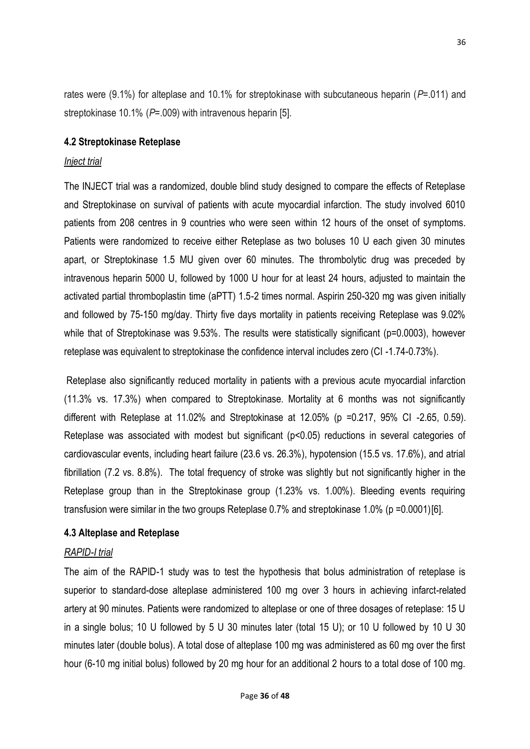rates were (9.1%) for alteplase and 10.1% for streptokinase with subcutaneous heparin (*P*=.011) and streptokinase 10.1% (*P*=.009) with intravenous heparin [5].

### 4.2 Streptokinase Reteplase

*Inject trial*

The INJECT trial was a randomized, double blind study designed to compare the effects of Reteplase and Streptokinase on survival of patients with acute myocardial infarction. The study involved 6010 patients from 208 centres in 9 countries who were seen within 12 hours of the onset of symptoms. Patients were randomized to receive either Reteplase as two boluses 10 U each given 30 minutes apart, or Streptokinase 1.5 MU given over 60 minutes. The thrombolytic drug was preceded by intravenous heparin 5000 U, followed by 1000 U hour for at least 24 hours, adjusted to maintain the activated partial thromboplastin time (aPTT) 1.5-2 times normal. Aspirin 250-320 mg was given initially and followed by 75-150 mg/day. Thirty five days mortality in patients receiving Reteplase was 9.02% while that of Streptokinase was 9.53%. The results were statistically significant (p=0.0003), however reteplase was equivalent to streptokinase the confidence interval includes zero (CI -1.74-0.73%).

Reteplase also significantly reduced mortality in patients with a previous acute myocardial infarction (11.3% vs. 17.3%) when compared to Streptokinase. Mortality at 6 months was not significantly different with Reteplase at 11.02% and Streptokinase at 12.05% (p =0.217, 95% CI -2.65, 0.59). Reteplase was associated with modest but significant (p<0.05) reductions in several categories of cardiovascular events, including heart failure (23.6 vs. 26.3%), hypotension (15.5 vs. 17.6%), and atrial fibrillation (7.2 vs. 8.8%). The total frequency of stroke was slightly but not significantly higher in the Reteplase group than in the Streptokinase group (1.23% vs. 1.00%). Bleeding events requiring transfusion were similar in the two groups Reteplase 0.7% and streptokinase 1.0% (p =0.0001)[6].

### 4.3 Alteplase and Reteplase

*RAPID-I trial*

The aim of the RAPID-1 study was to test the hypothesis that bolus administration of reteplase is superior to standard-dose alteplase administered 100 mg over 3 hours in achieving infarct-related artery at 90 minutes. Patients were randomized to alteplase or one of three dosages of reteplase: 15 U in a single bolus; 10 U followed by 5 U 30 minutes later (total 15 U); or 10 U followed by 10 U 30 minutes later (double bolus). A total dose of alteplase 100 mg was administered as 60 mg over the first hour (6-10 mg initial bolus) followed by 20 mg hour for an additional 2 hours to a total dose of 100 mg.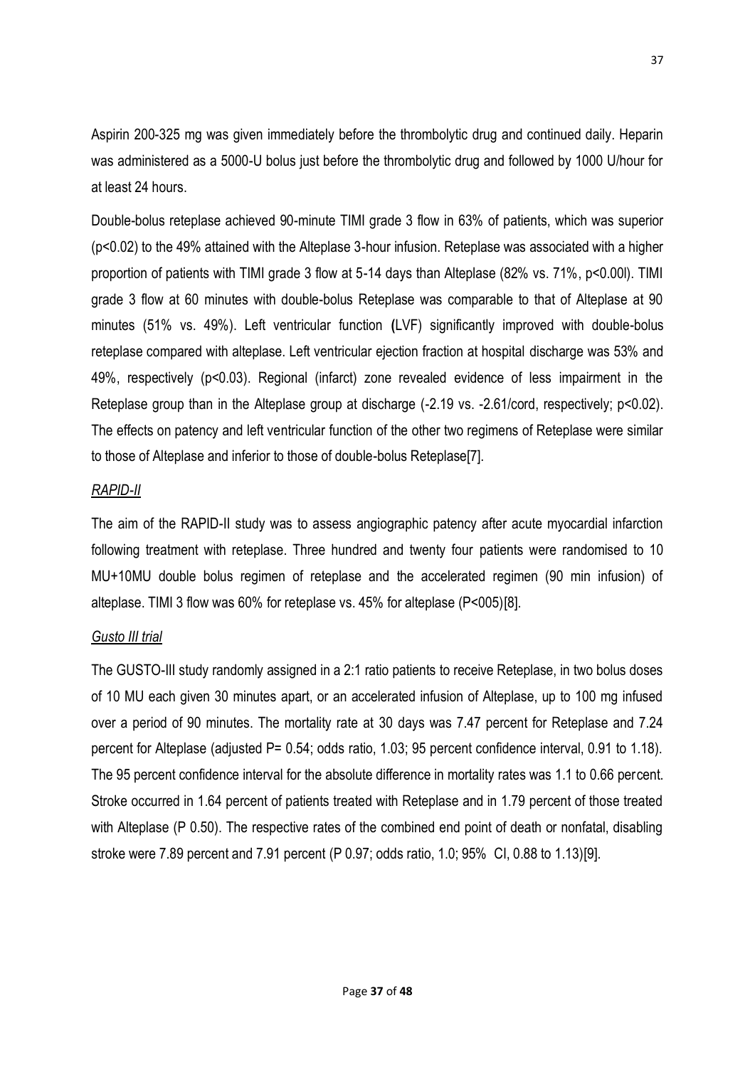Aspirin 200-325 mg was given immediately before the thrombolytic drug and continued daily. Heparin was administered as a 5000-U bolus just before the thrombolytic drug and followed by 1000 U/hour for at least 24 hours.

Double-bolus reteplase achieved 90-minute TIMI grade 3 flow in 63% of patients, which was superior ($p<0.02$) to the 49% attained with the Alteplase 3-hour infusion. Reteplase was associated with a higher proportion of patients with TIMI grade 3 flow at 5-14 days than Alteplase (82% vs. 71%, p<0.00l). TIMI grade 3 flow at 60 minutes with double-bolus Reteplase was comparable to that of Alteplase at 90 minutes (51% vs. 49%). Left ventricular function **(**LVF) significantly improved with double-bolus reteplase compared with alteplase. Left ventricular ejection fraction at hospital discharge was 53% and 49%, respectively ($p<0.03$). Regional (infarct) zone revealed evidence of less impairment in the Reteplase group than in the Alteplase group at discharge (-2.19 vs. -2.61/cord, respectively; $p<0.02$). The effects on patency and left ventricular function of the other two regimens of Reteplase were similar to those of Alteplase and inferior to those of double-bolus Reteplase[7].

*RAPID-II*

The aim of the RAPID-II study was to assess angiographic patency after acute myocardial infarction following treatment with reteplase. Three hundred and twenty four patients were randomised to 10 MU+10MU double bolus regimen of reteplase and the accelerated regimen (90 min infusion) of alteplase. TIMI 3 flow was 60% for reteplase vs. 45% for alteplase (P<005)[8].

*Gusto III trial*

The GUSTO-III study randomly assigned in a 2:1 ratio patients to receive Reteplase, in two bolus doses of 10 MU each given 30 minutes apart, or an accelerated infusion of Alteplase, up to 100 mg infused over a period of 90 minutes. The mortality rate at 30 days was 7.47 percent for Reteplase and 7.24 percent for Alteplase (adjusted P= 0.54; odds ratio, 1.03; 95 percent confidence interval, 0.91 to 1.18). The 95 percent confidence interval for the absolute difference in mortality rates was 1.1 to 0.66 percent. Stroke occurred in 1.64 percent of patients treated with Reteplase and in 1.79 percent of those treated with Alteplase (P 0.50). The respective rates of the combined end point of death or nonfatal, disabling stroke were 7.89 percent and 7.91 percent (P 0.97; odds ratio, 1.0; 95% CI, 0.88 to 1.13)[9].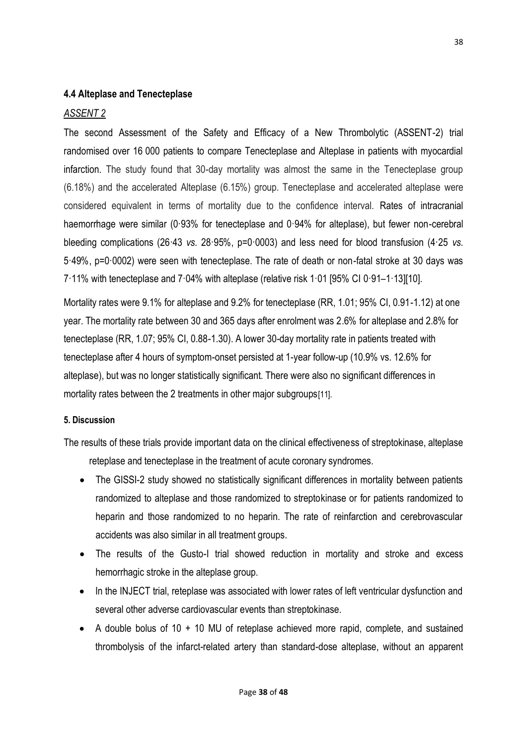### 4.4 Alteplase and Tenecteplase

*ASSENT 2*

The second Assessment of the Safety and Efficacy of a New Thrombolytic (ASSENT-2) trial randomised over 16 000 patients to compare Tenecteplase and Alteplase in patients with myocardial infarction. The study found that 30-day mortality was almost the same in the Tenecteplase group (6.18%) and the accelerated Alteplase (6.15%) group. Tenecteplase and accelerated alteplase were considered equivalent in terms of mortality due to the confidence interval. Rates of intracranial haemorrhage were similar (0·93% for tenecteplase and 0·94% for alteplase), but fewer non-cerebral bleeding complications (26·43 *vs.* 28·95%, p=0·0003) and less need for blood transfusion (4·25 *vs.* 5·49%, p=0·0002) were seen with tenecteplase. The rate of death or non-fatal stroke at 30 days was 7·11% with tenecteplase and 7·04% with alteplase (relative risk 1·01 [95% CI 0·91–1·13][10].

Mortality rates were 9.1% for alteplase and 9.2% for tenecteplase (RR, 1.01; 95% CI, 0.91-1.12) at one year. The mortality rate between 30 and 365 days after enrolment was 2.6% for alteplase and 2.8% for tenecteplase (RR, 1.07; 95% CI, 0.88-1.30). A lower 30-day mortality rate in patients treated with tenecteplase after 4 hours of symptom-onset persisted at 1-year follow-up (10.9% vs. 12.6% for alteplase), but was no longer statistically significant. There were also no significant differences in mortality rates between the 2 treatments in other major subgroups[11].

### 5. Discussion

The results of these trials provide important data on the clinical effectiveness of streptokinase, alteplase reteplase and tenecteplase in the treatment of acute coronary syndromes.

- The GISSI-2 study showed no statistically significant differences in mortality between patients randomized to alteplase and those randomized to streptokinase or for patients randomized to heparin and those randomized to no heparin. The rate of reinfarction and cerebrovascular accidents was also similar in all treatment groups.
- The results of the Gusto-I trial showed reduction in mortality and stroke and excess hemorrhagic stroke in the alteplase group.
- In the INJECT trial, reteplase was associated with lower rates of left ventricular dysfunction and several other adverse cardiovascular events than streptokinase.
- A double bolus of 10 + 10 MU of reteplase achieved more rapid, complete, and sustained thrombolysis of the infarct-related artery than standard-dose alteplase, without an apparent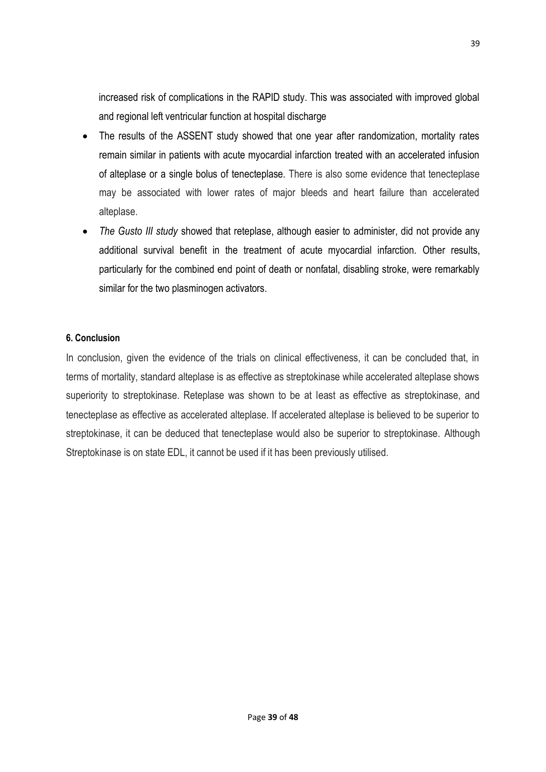increased risk of complications in the RAPID study. This was associated with improved global and regional left ventricular function at hospital discharge

- The results of the ASSENT study showed that one year after randomization, mortality rates remain similar in patients with acute myocardial infarction treated with an accelerated infusion of alteplase or a single bolus of tenecteplase. There is also some evidence that tenecteplase may be associated with lower rates of major bleeds and heart failure than accelerated alteplase.
- *The Gusto III study* showed that reteplase, although easier to administer, did not provide any additional survival benefit in the treatment of acute myocardial infarction. Other results, particularly for the combined end point of death or nonfatal, disabling stroke, were remarkably similar for the two plasminogen activators.

**6. Conclusion**

In conclusion, given the evidence of the trials on clinical effectiveness, it can be concluded that, in terms of mortality, standard alteplase is as effective as streptokinase while accelerated alteplase shows superiority to streptokinase. Reteplase was shown to be at least as effective as streptokinase, and tenecteplase as effective as accelerated alteplase. If accelerated alteplase is believed to be superior to streptokinase, it can be deduced that tenecteplase would also be superior to streptokinase. Although Streptokinase is on state EDL, it cannot be used if it has been previously utilised.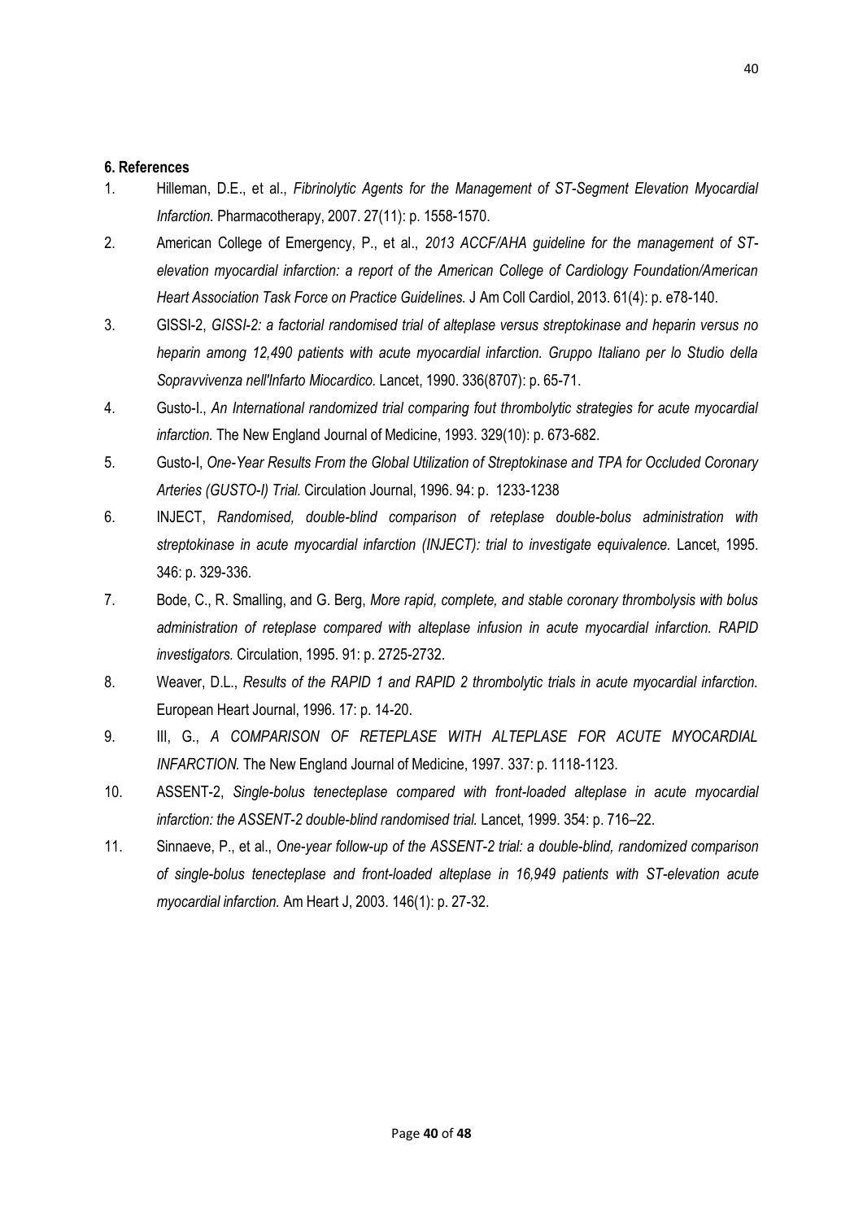**6. References**

1. Hilleman, D.E., et al., *Fibrinolytic Agents for the Management of ST-Segment Elevation Myocardial Infarction.* Pharmacotherapy, 2007. 27(11): p. 1558-1570.
2. American College of Emergency, P., et al., *2013 ACCF/AHA guideline for the management of ST-elevation myocardial infarction: a report of the American College of Cardiology Foundation/American Heart Association Task Force on Practice Guidelines.* J Am Coll Cardiol, 2013. 61(4): p. e78-140.
3. GISSI-2, *GISSI-2: a factorial randomised trial of alteplase versus streptokinase and heparin versus no heparin among 12,490 patients with acute myocardial infarction. Gruppo Italiano per lo Studio della Sopravvivenza nell'Infarto Miocardico.* Lancet, 1990. 336(8707): p. 65-71.
4. Gusto-I., *An International randomized trial comparing fout thrombolytic strategies for acute myocardial infarction.* The New England Journal of Medicine, 1993. 329(10): p. 673-682.
5. Gusto-I, *One-Year Results From the Global Utilization of Streptokinase and TPA for Occluded Coronary Arteries (GUSTO-I) Trial.* Circulation Journal, 1996. 94: p. 1233-1238
6. INJECT, *Randomised, double-blind comparison of reteplase double-bolus administration with streptokinase in acute myocardial infarction (INJECT): trial to investigate equivalence.* Lancet, 1995. 346: p. 329-336.
7. Bode, C., R. Smalling, and G. Berg, *More rapid, complete, and stable coronary thrombolysis with bolus administration of reteplase compared with alteplase infusion in acute myocardial infarction. RAPID investigators.* Circulation, 1995. 91: p. 2725-2732.
8. Weaver, D.L., *Results of the RAPID 1 and RAPID 2 thrombolytic trials in acute myocardial infarction.* European Heart Journal, 1996. 17: p. 14-20.
9. III, G., *A COMPARISON OF RETEPLASE WITH ALTEPLASE FOR ACUTE MYOCARDIAL INFARCTION.* The New England Journal of Medicine, 1997. 337: p. 1118-1123.
10. ASSENT-2, *Single-bolus tenecteplase compared with front-loaded alteplase in acute myocardial infarction: the ASSENT-2 double-blind randomised trial.* Lancet, 1999. 354: p. 716–22.
11. Sinnaeve, P., et al., *One-year follow-up of the ASSENT-2 trial: a double-blind, randomized comparison of single-bolus tenecteplase and front-loaded alteplase in 16,949 patients with ST-elevation acute myocardial infarction.* Am Heart J, 2003. 146(1): p. 27-32.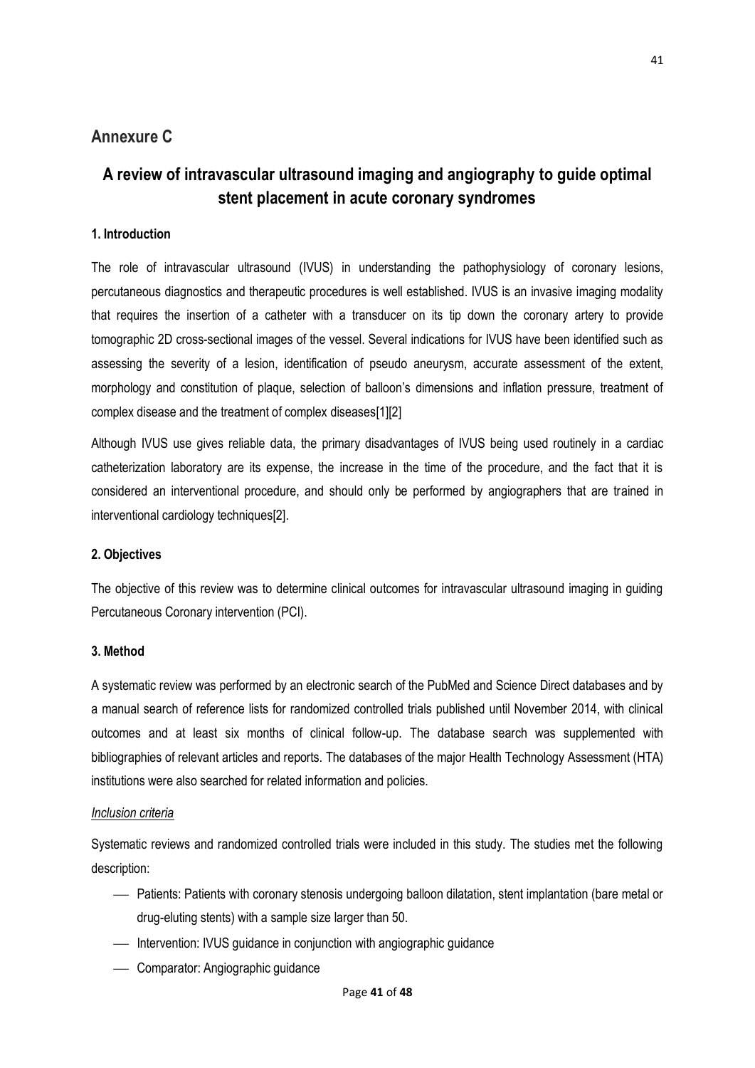## Annexure C

# A review of intravascular ultrasound imaging and angiography to guide optimal stent placement in acute coronary syndromes

### 1. Introduction

The role of intravascular ultrasound (IVUS) in understanding the pathophysiology of coronary lesions, percutaneous diagnostics and therapeutic procedures is well established. IVUS is an invasive imaging modality that requires the insertion of a catheter with a transducer on its tip down the coronary artery to provide tomographic 2D cross-sectional images of the vessel. Several indications for IVUS have been identified such as assessing the severity of a lesion, identification of pseudo aneurysm, accurate assessment of the extent, morphology and constitution of plaque, selection of balloon's dimensions and inflation pressure, treatment of complex disease and the treatment of complex diseases[1][2]

Although IVUS use gives reliable data, the primary disadvantages of IVUS being used routinely in a cardiac catheterization laboratory are its expense, the increase in the time of the procedure, and the fact that it is considered an interventional procedure, and should only be performed by angiographers that are trained in interventional cardiology techniques[2].

### 2. Objectives

The objective of this review was to determine clinical outcomes for intravascular ultrasound imaging in guiding Percutaneous Coronary intervention (PCI).

### 3. Method

A systematic review was performed by an electronic search of the PubMed and Science Direct databases and by a manual search of reference lists for randomized controlled trials published until November 2014, with clinical outcomes and at least six months of clinical follow-up. The database search was supplemented with bibliographies of relevant articles and reports. The databases of the major Health Technology Assessment (HTA) institutions were also searched for related information and policies.

*Inclusion criteria*

Systematic reviews and randomized controlled trials were included in this study. The studies met the following description:

- Patients: Patients with coronary stenosis undergoing balloon dilatation, stent implantation (bare metal or drug-eluting stents) with a sample size larger than 50.
- Intervention: IVUS guidance in conjunction with angiographic guidance
- Comparator: Angiographic guidance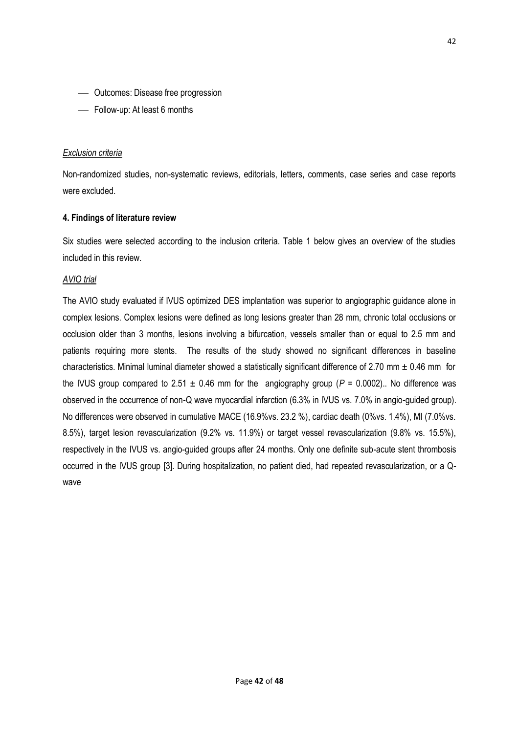- Outcomes: Disease free progression
- Follow-up: At least 6 months

*Exclusion criteria*

Non-randomized studies, non-systematic reviews, editorials, letters, comments, case series and case reports were excluded.

**4. Findings of literature review**

Six studies were selected according to the inclusion criteria. Table 1 below gives an overview of the studies included in this review.

*AVIO trial*

The AVIO study evaluated if IVUS optimized DES implantation was superior to angiographic guidance alone in complex lesions. Complex lesions were defined as long lesions greater than 28 mm, chronic total occlusions or occlusion older than 3 months, lesions involving a bifurcation, vessels smaller than or equal to 2.5 mm and patients requiring more stents. The results of the study showed no significant differences in baseline characteristics. Minimal luminal diameter showed a statistically significant difference of 2.70 mm ± 0.46 mm for the IVUS group compared to 2.51 ± 0.46 mm for the angiography group ($P$ = 0.0002).. No difference was observed in the occurrence of non-Q wave myocardial infarction (6.3% in IVUS vs. 7.0% in angio-guided group). No differences were observed in cumulative MACE (16.9%vs. 23.2 %), cardiac death (0%vs. 1.4%), MI (7.0%vs. 8.5%), target lesion revascularization (9.2% vs. 11.9%) or target vessel revascularization (9.8% vs. 15.5%), respectively in the IVUS vs. angio-guided groups after 24 months. Only one definite sub-acute stent thrombosis occurred in the IVUS group [3]. During hospitalization, no patient died, had repeated revascularization, or a Q-wave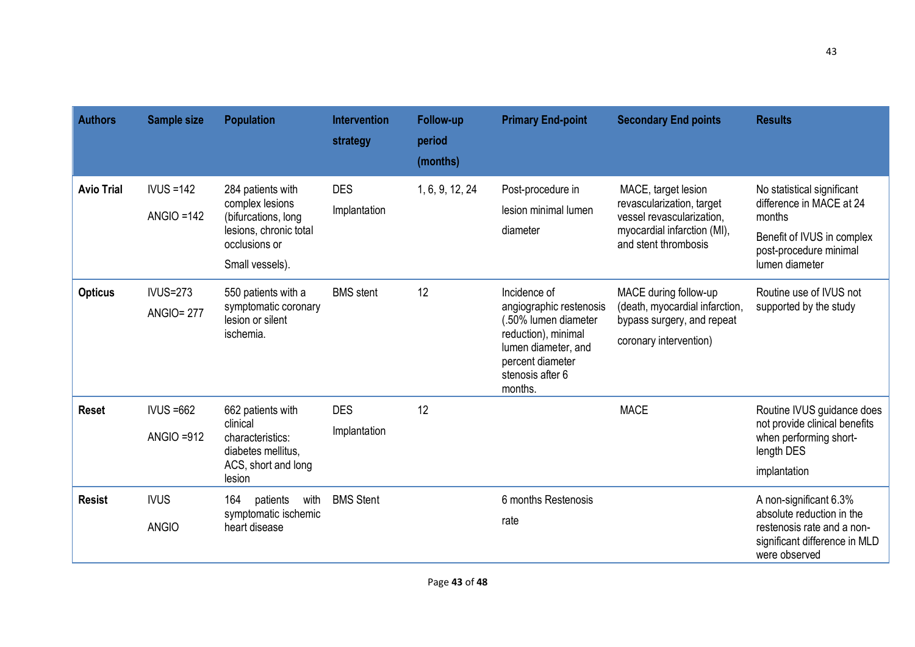| Authors | Sample size | Population | Intervention strategy | Follow-up period (months) | Primary End-point | Secondary End points | Results |
|---|---|---|---|---|---|---|---|
| **Avio Trial** | IVUS =142<br>ANGIO =142 | 284 patients with complex lesions (bifurcations, long lesions, chronic total occlusions or<br>Small vessels). | DES<br>Implantation | 1, 6, 9, 12, 24 | Post-procedure in lesion minimal lumen diameter | MACE, target lesion revascularization, target vessel revascularization, myocardial infarction (MI), and stent thrombosis | No statistical significant difference in MACE at 24 months<br>Benefit of IVUS in complex post-procedure minimal lumen diameter |
| **Opticus** | IVUS=273<br>ANGIO= 277 | 550 patients with a symptomatic coronary lesion or silent ischemia. | BMS stent | 12 | Incidence of angiographic restenosis (.50% lumen diameter reduction), minimal lumen diameter, and percent diameter stenosis after 6 months. | MACE during follow-up (death, myocardial infarction, bypass surgery, and repeat<br>coronary intervention) | Routine use of IVUS not supported by the study |
| **Reset** | IVUS =662<br>ANGIO =912 | 662 patients with clinical characteristics: diabetes mellitus, ACS, short and long lesion | DES<br>Implantation | 12 | | MACE | Routine IVUS guidance does not provide clinical benefits when performing short-length DES<br>implantation |
| **Resist** | IVUS<br>ANGIO | 164 patients with symptomatic ischemic heart disease | BMS Stent | | 6 months Restenosis<br>rate | | A non-significant 6.3% absolute reduction in the restenosis rate and a non-significant difference in MLD were observed |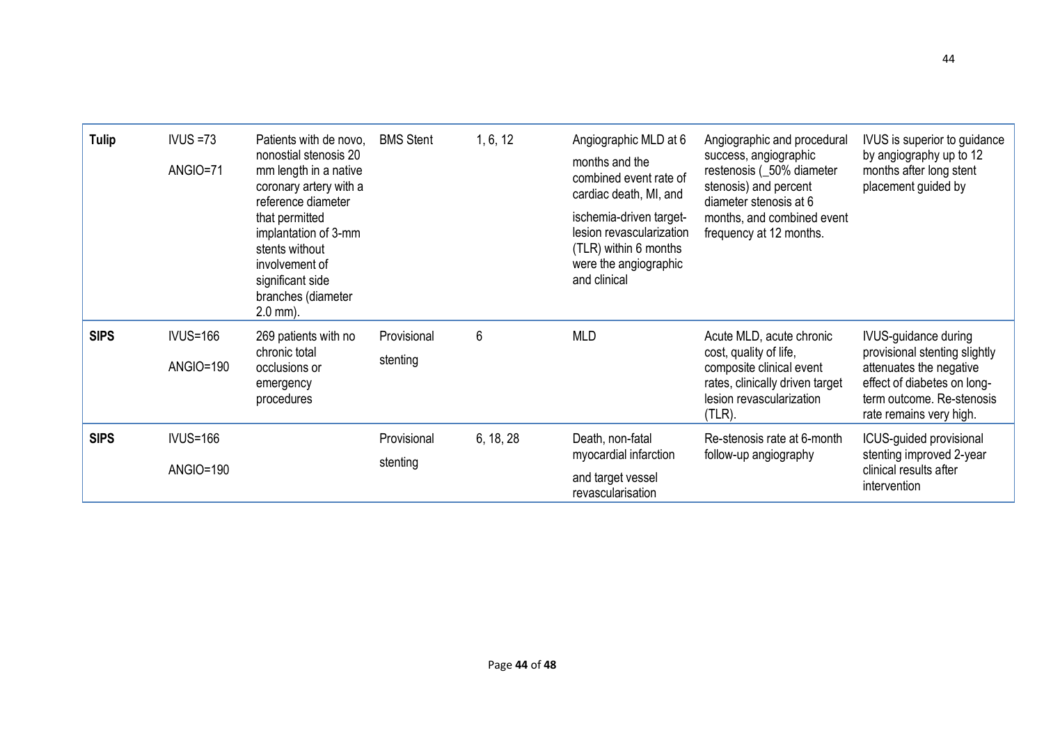| Tulip | IVUS =73<br>ANGIO=71 | Patients with de novo, nonostial stenosis 20 mm length in a native coronary artery with a reference diameter that permitted implantation of 3-mm stents without involvement of significant side branches (diameter 2.0 mm). | BMS Stent | 1, 6, 12 | Angiographic MLD at 6 months and the combined event rate of cardiac death, MI, and ischemia-driven target-lesion revascularization (TLR) within 6 months were the angiographic and clinical | Angiographic and procedural success, angiographic restenosis (_50% diameter stenosis) and percent diameter stenosis at 6 months, and combined event frequency at 12 months. | IVUS is superior to guidance by angiography up to 12 months after long stent placement guided by |
|---|---|---|---|---|---|---|---|
| **SIPS** | IVUS=166<br>ANGIO=190 | 269 patients with no chronic total occlusions or emergency procedures | Provisional stenting | 6 | MLD | Acute MLD, acute chronic cost, quality of life, composite clinical event rates, clinically driven target lesion revascularization (TLR). | IVUS-guidance during provisional stenting slightly attenuates the negative effect of diabetes on long-term outcome. Re-stenosis rate remains very high. |
| **SIPS** | IVUS=166<br>ANGIO=190 | | Provisional stenting | 6, 18, 28 | Death, non-fatal myocardial infarction and target vessel revascularisation | Re-stenosis rate at 6-month follow-up angiography | ICUS-guided provisional stenting improved 2-year clinical results after intervention |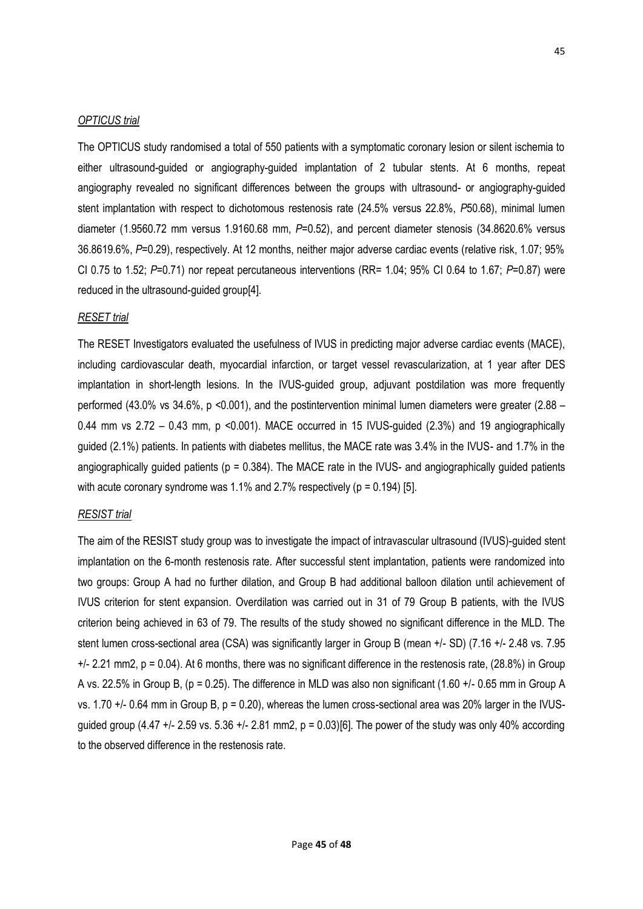*OPTICUS trial*

The OPTICUS study randomised a total of 550 patients with a symptomatic coronary lesion or silent ischemia to either ultrasound-guided or angiography-guided implantation of 2 tubular stents. At 6 months, repeat angiography revealed no significant differences between the groups with ultrasound- or angiography-guided stent implantation with respect to dichotomous restenosis rate (24.5% versus 22.8%, *P*50.68), minimal lumen diameter (1.9560.72 mm versus 1.9160.68 mm, *P*=0.52), and percent diameter stenosis (34.8620.6% versus 36.8619.6%, *P*=0.29), respectively. At 12 months, neither major adverse cardiac events (relative risk, 1.07; 95% CI 0.75 to 1.52; *P*=0.71) nor repeat percutaneous interventions (RR= 1.04; 95% CI 0.64 to 1.67; *P*=0.87) were reduced in the ultrasound-guided group[4].

*RESET trial*

The RESET Investigators evaluated the usefulness of IVUS in predicting major adverse cardiac events (MACE), including cardiovascular death, myocardial infarction, or target vessel revascularization, at 1 year after DES implantation in short-length lesions. In the IVUS-guided group, adjuvant postdilation was more frequently performed (43.0% vs 34.6%, p <0.001), and the postintervention minimal lumen diameters were greater (2.88 – 0.44 mm vs 2.72 – 0.43 mm, p <0.001). MACE occurred in 15 IVUS-guided (2.3%) and 19 angiographically guided (2.1%) patients. In patients with diabetes mellitus, the MACE rate was 3.4% in the IVUS- and 1.7% in the angiographically guided patients (p = 0.384). The MACE rate in the IVUS- and angiographically guided patients with acute coronary syndrome was 1.1% and 2.7% respectively (p = 0.194) [5].

*RESIST trial*

The aim of the RESIST study group was to investigate the impact of intravascular ultrasound (IVUS)-guided stent implantation on the 6-month restenosis rate. After successful stent implantation, patients were randomized into two groups: Group A had no further dilation, and Group B had additional balloon dilation until achievement of IVUS criterion for stent expansion. Overdilation was carried out in 31 of 79 Group B patients, with the IVUS criterion being achieved in 63 of 79. The results of the study showed no significant difference in the MLD. The stent lumen cross-sectional area (CSA) was significantly larger in Group B (mean +/- SD) (7.16 +/- 2.48 vs. 7.95 +/- 2.21 mm2, p = 0.04). At 6 months, there was no significant difference in the restenosis rate, (28.8%) in Group A vs. 22.5% in Group B, (p = 0.25). The difference in MLD was also non significant (1.60 +/- 0.65 mm in Group A vs. 1.70 +/- 0.64 mm in Group B, p = 0.20), whereas the lumen cross-sectional area was 20% larger in the IVUS-guided group (4.47 +/- 2.59 vs. 5.36 +/- 2.81 mm2, p = 0.03)[6]. The power of the study was only 40% according to the observed difference in the restenosis rate.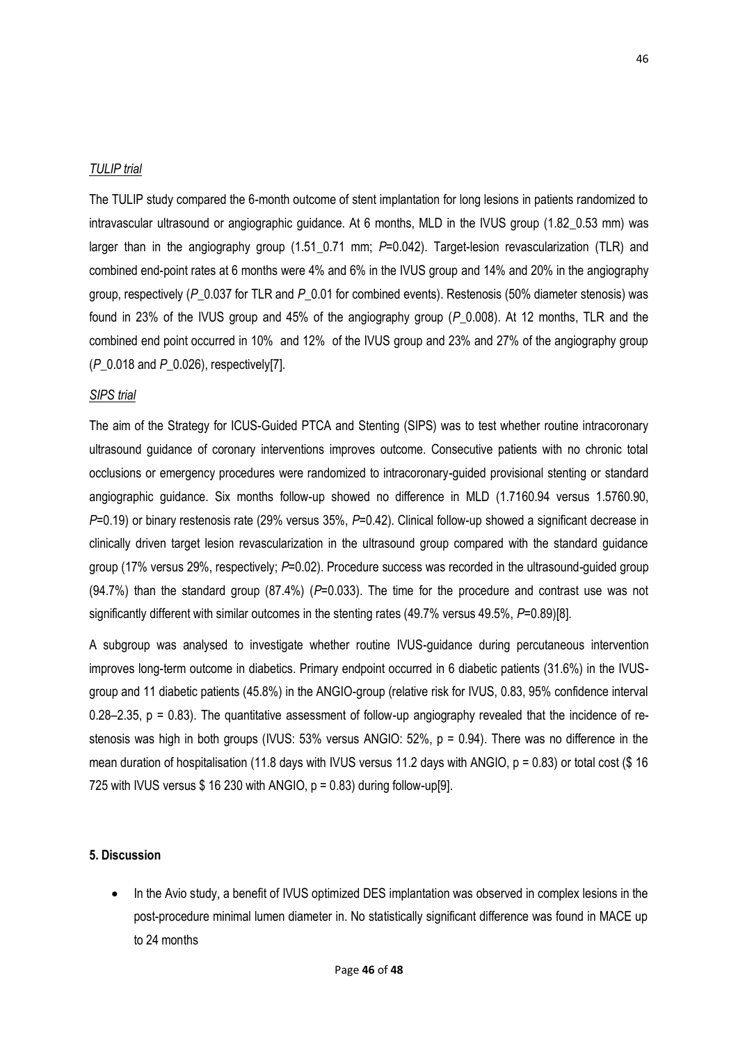*TULIP trial*

The TULIP study compared the 6-month outcome of stent implantation for long lesions in patients randomized to intravascular ultrasound or angiographic guidance. At 6 months, MLD in the IVUS group (1.82_0.53 mm) was larger than in the angiography group (1.51_0.71 mm; *P*=0.042). Target-lesion revascularization (TLR) and combined end-point rates at 6 months were 4% and 6% in the IVUS group and 14% and 20% in the angiography group, respectively (*P*_0.037 for TLR and *P*_0.01 for combined events). Restenosis (50% diameter stenosis) was found in 23% of the IVUS group and 45% of the angiography group (*P*_0.008). At 12 months, TLR and the combined end point occurred in 10% and 12% of the IVUS group and 23% and 27% of the angiography group (*P*_0.018 and *P*_0.026), respectively[7].

*SIPS trial*

The aim of the Strategy for ICUS-Guided PTCA and Stenting (SIPS) was to test whether routine intracoronary ultrasound guidance of coronary interventions improves outcome. Consecutive patients with no chronic total occlusions or emergency procedures were randomized to intracoronary-guided provisional stenting or standard angiographic guidance. Six months follow-up showed no difference in MLD (1.7160.94 versus 1.5760.90, *P*=0.19) or binary restenosis rate (29% versus 35%, *P*=0.42). Clinical follow-up showed a significant decrease in clinically driven target lesion revascularization in the ultrasound group compared with the standard guidance group (17% versus 29%, respectively; *P*=0.02). Procedure success was recorded in the ultrasound-guided group (94.7%) than the standard group (87.4%) (*P*=0.033). The time for the procedure and contrast use was not significantly different with similar outcomes in the stenting rates (49.7% versus 49.5%, *P*=0.89)[8].

A subgroup was analysed to investigate whether routine IVUS-guidance during percutaneous intervention improves long-term outcome in diabetics. Primary endpoint occurred in 6 diabetic patients (31.6%) in the IVUS-group and 11 diabetic patients (45.8%) in the ANGIO-group (relative risk for IVUS, 0.83, 95% confidence interval 0.28–2.35, p = 0.83). The quantitative assessment of follow-up angiography revealed that the incidence of re-stenosis was high in both groups (IVUS: 53% versus ANGIO: 52%, p = 0.94). There was no difference in the mean duration of hospitalisation (11.8 days with IVUS versus 11.2 days with ANGIO, p = 0.83) or total cost ($ 16 725 with IVUS versus $ 16 230 with ANGIO, p = 0.83) during follow-up[9].

**5. Discussion**

- In the Avio study, a benefit of IVUS optimized DES implantation was observed in complex lesions in the post-procedure minimal lumen diameter in. No statistically significant difference was found in MACE up to 24 months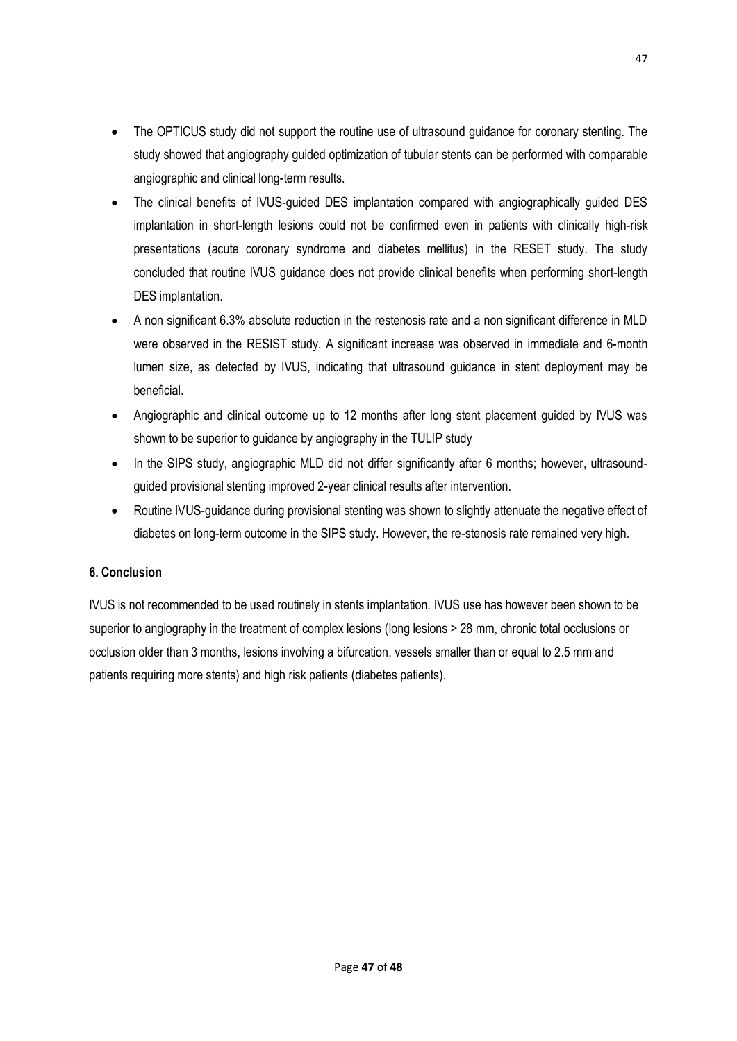- The OPTICUS study did not support the routine use of ultrasound guidance for coronary stenting. The study showed that angiography guided optimization of tubular stents can be performed with comparable angiographic and clinical long-term results.
- The clinical benefits of IVUS-guided DES implantation compared with angiographically guided DES implantation in short-length lesions could not be confirmed even in patients with clinically high-risk presentations (acute coronary syndrome and diabetes mellitus) in the RESET study. The study concluded that routine IVUS guidance does not provide clinical benefits when performing short-length DES implantation.
- A non significant 6.3% absolute reduction in the restenosis rate and a non significant difference in MLD were observed in the RESIST study. A significant increase was observed in immediate and 6-month lumen size, as detected by IVUS, indicating that ultrasound guidance in stent deployment may be beneficial.
- Angiographic and clinical outcome up to 12 months after long stent placement guided by IVUS was shown to be superior to guidance by angiography in the TULIP study
- In the SIPS study, angiographic MLD did not differ significantly after 6 months; however, ultrasound-guided provisional stenting improved 2-year clinical results after intervention.
- Routine IVUS-guidance during provisional stenting was shown to slightly attenuate the negative effect of diabetes on long-term outcome in the SIPS study. However, the re-stenosis rate remained very high.

## 6. Conclusion

IVUS is not recommended to be used routinely in stents implantation. IVUS use has however been shown to be superior to angiography in the treatment of complex lesions (long lesions > 28 mm, chronic total occlusions or occlusion older than 3 months, lesions involving a bifurcation, vessels smaller than or equal to 2.5 mm and patients requiring more stents) and high risk patients (diabetes patients).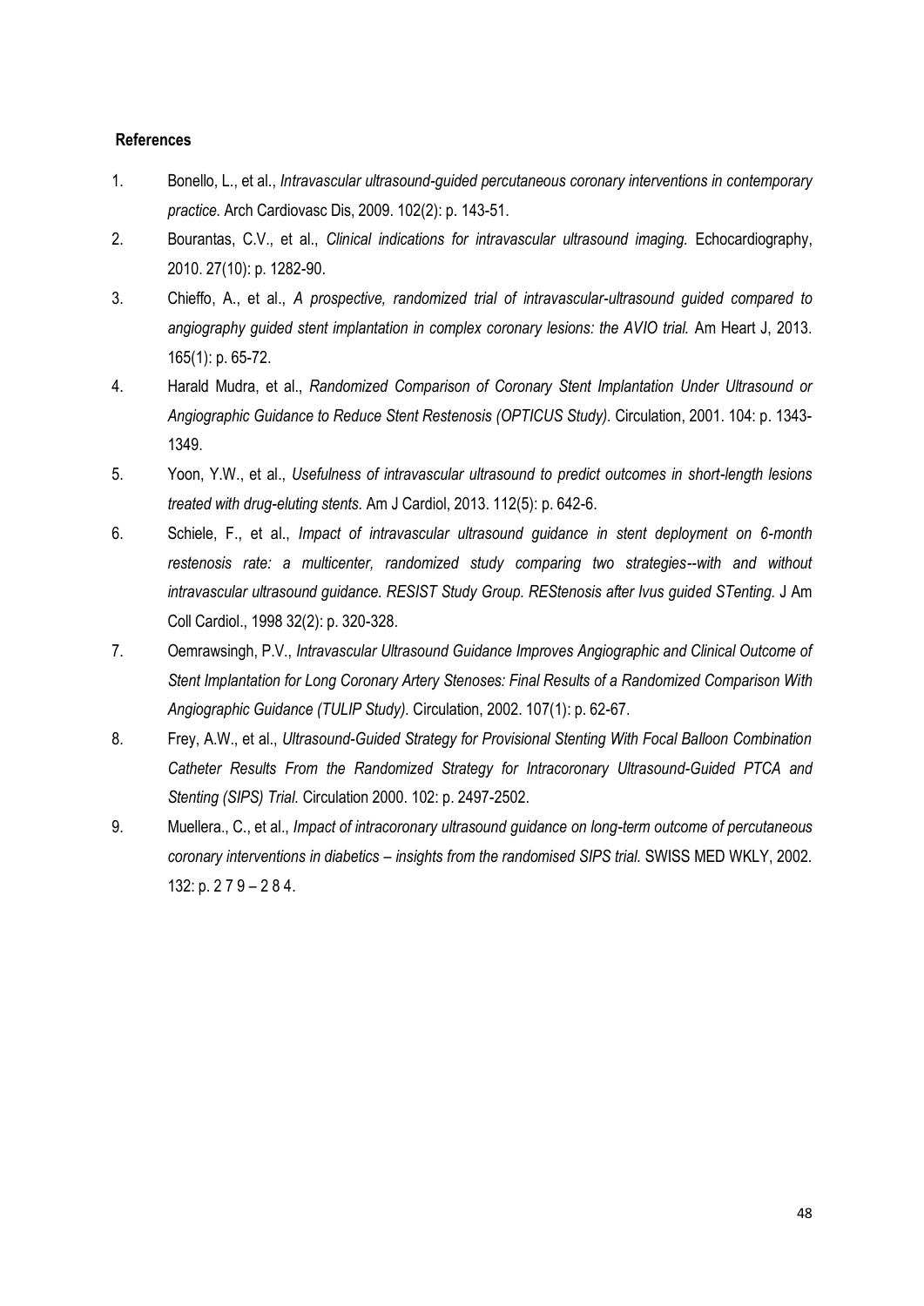### References

1. Bonello, L., et al., *Intravascular ultrasound-guided percutaneous coronary interventions in contemporary practice.* Arch Cardiovasc Dis, 2009. 102(2): p. 143-51.
2. Bourantas, C.V., et al., *Clinical indications for intravascular ultrasound imaging.* Echocardiography, 2010. 27(10): p. 1282-90.
3. Chieffo, A., et al., *A prospective, randomized trial of intravascular-ultrasound guided compared to angiography guided stent implantation in complex coronary lesions: the AVIO trial.* Am Heart J, 2013. 165(1): p. 65-72.
4. Harald Mudra, et al., *Randomized Comparison of Coronary Stent Implantation Under Ultrasound or Angiographic Guidance to Reduce Stent Restenosis (OPTICUS Study).* Circulation, 2001. 104: p. 1343-1349.
5. Yoon, Y.W., et al., *Usefulness of intravascular ultrasound to predict outcomes in short-length lesions treated with drug-eluting stents.* Am J Cardiol, 2013. 112(5): p. 642-6.
6. Schiele, F., et al., *Impact of intravascular ultrasound guidance in stent deployment on 6-month restenosis rate: a multicenter, randomized study comparing two strategies--with and without intravascular ultrasound guidance. RESIST Study Group. REStenosis after Ivus guided STenting.* J Am Coll Cardiol., 1998 32(2): p. 320-328.
7. Oemrawsingh, P.V., *Intravascular Ultrasound Guidance Improves Angiographic and Clinical Outcome of Stent Implantation for Long Coronary Artery Stenoses: Final Results of a Randomized Comparison With Angiographic Guidance (TULIP Study).* Circulation, 2002. 107(1): p. 62-67.
8. Frey, A.W., et al., *Ultrasound-Guided Strategy for Provisional Stenting With Focal Balloon Combination Catheter Results From the Randomized Strategy for Intracoronary Ultrasound-Guided PTCA and Stenting (SIPS) Trial.* Circulation 2000. 102: p. 2497-2502.
9. Muellera., C., et al., *Impact of intracoronary ultrasound guidance on long-term outcome of percutaneous coronary interventions in diabetics – insights from the randomised SIPS trial.* SWISS MED WKLY, 2002. 132: p. 2 7 9 – 2 8 4.